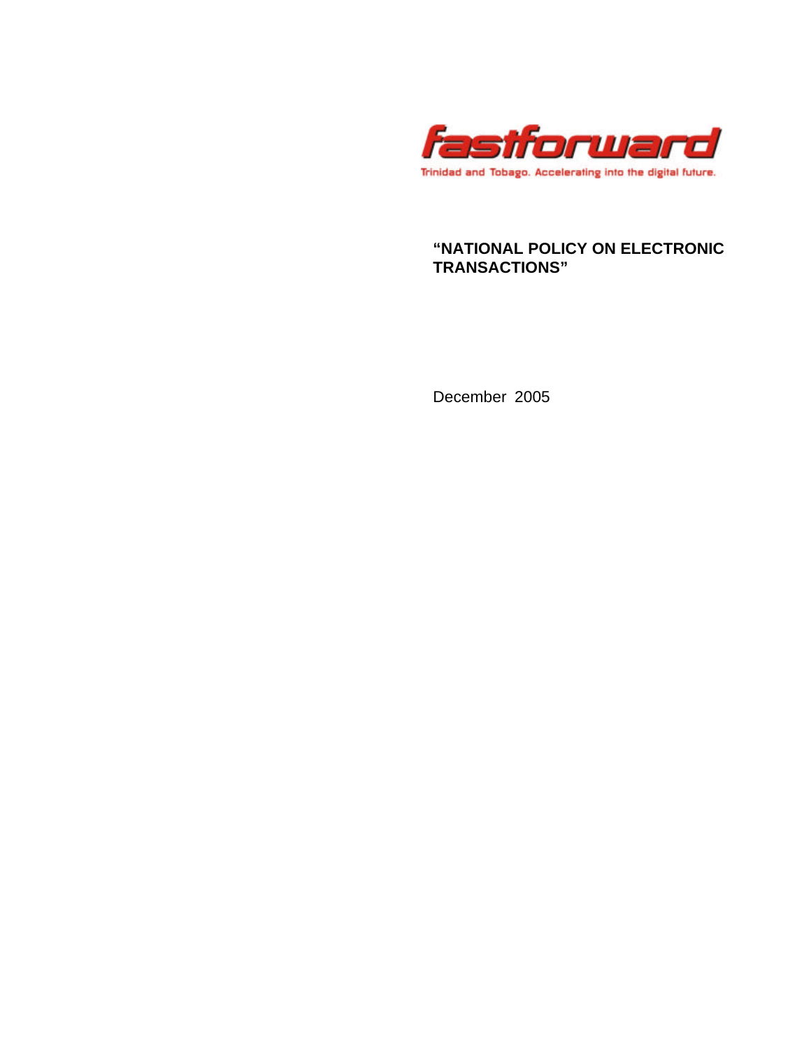fastforward

Trinidad and Tobago. Accelerating into the digital future.

# "NATIONAL POLICY ON ELECTRONIC TRANSACTIONS"

December 2005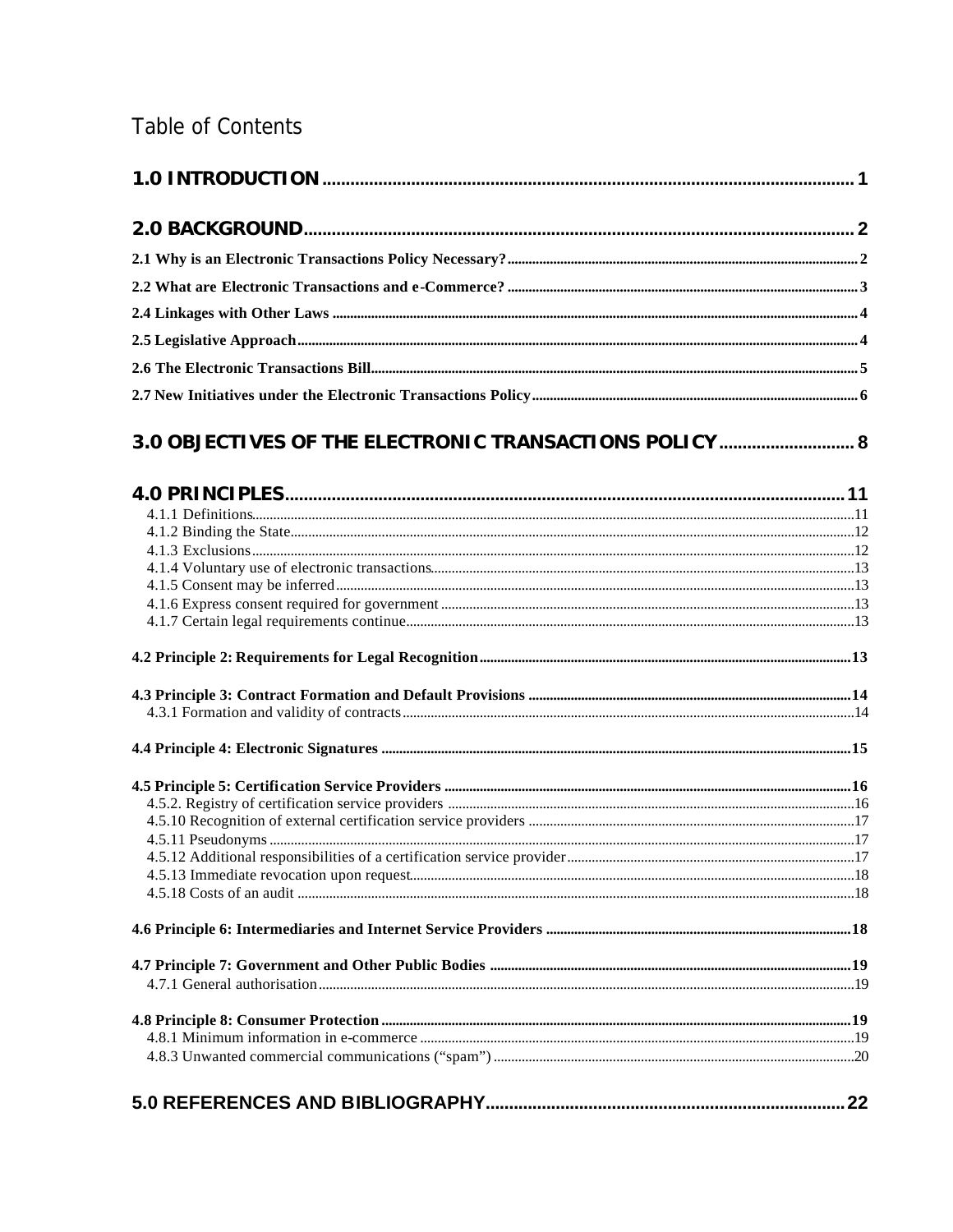# Table of Contents

**1.0 INTRODUCTION** ..... 1

**2.0 BACKGROUND** ..... 2

**2.1 Why is an Electronic Transactions Policy Necessary?** ..... 2

**2.2 What are Electronic Transactions and e-Commerce?** ..... 3

**2.4 Linkages with Other Laws** ..... 4

**2.5 Legislative Approach** ..... 4

**2.6 The Electronic Transactions Bill** ..... 5

**2.7 New Initiatives under the Electronic Transactions Policy** ..... 6

**3.0 OBJECTIVES OF THE ELECTRONIC TRANSACTIONS POLICY** ..... 8

**4.0 PRINCIPLES** ..... 11

- 4.1.1 Definitions ..... 11
- 4.1.2 Binding the State ..... 12
- 4.1.3 Exclusions ..... 12
- 4.1.4 Voluntary use of electronic transactions ..... 13
- 4.1.5 Consent may be inferred ..... 13
- 4.1.6 Express consent required for government ..... 13
- 4.1.7 Certain legal requirements continue ..... 13

**4.2 Principle 2: Requirements for Legal Recognition** ..... 13

**4.3 Principle 3: Contract Formation and Default Provisions** ..... 14

- 4.3.1 Formation and validity of contracts ..... 14

**4.4 Principle 4: Electronic Signatures** ..... 15

**4.5 Principle 5: Certification Service Providers** ..... 16

- 4.5.2. Registry of certification service providers ..... 16
- 4.5.10 Recognition of external certification service providers ..... 17
- 4.5.11 Pseudonyms ..... 17
- 4.5.12 Additional responsibilities of a certification service provider ..... 17
- 4.5.13 Immediate revocation upon request ..... 18
- 4.5.18 Costs of an audit ..... 18

**4.6 Principle 6: Intermediaries and Internet Service Providers** ..... 18

**4.7 Principle 7: Government and Other Public Bodies** ..... 19

- 4.7.1 General authorisation ..... 19

**4.8 Principle 8: Consumer Protection** ..... 19

- 4.8.1 Minimum information in e-commerce ..... 19
- 4.8.3 Unwanted commercial communications ("spam") ..... 20

**5.0 REFERENCES AND BIBLIOGRAPHY** ..... 22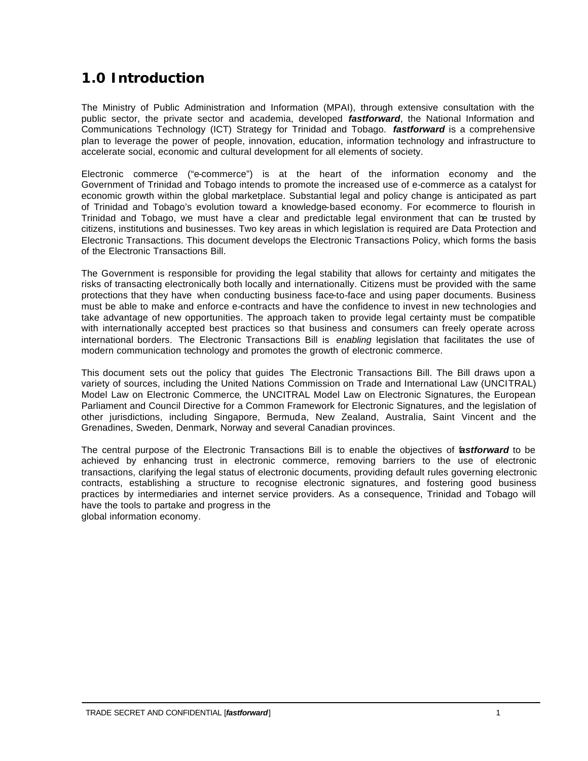# 1.0 Introduction

The Ministry of Public Administration and Information (MPAI), through extensive consultation with the public sector, the private sector and academia, developed ***fastforward***, the National Information and Communications Technology (ICT) Strategy for Trinidad and Tobago. ***fastforward*** is a comprehensive plan to leverage the power of people, innovation, education, information technology and infrastructure to accelerate social, economic and cultural development for all elements of society.

Electronic commerce ("e-commerce") is at the heart of the information economy and the Government of Trinidad and Tobago intends to promote the increased use of e-commerce as a catalyst for economic growth within the global marketplace. Substantial legal and policy change is anticipated as part of Trinidad and Tobago's evolution toward a knowledge-based economy. For e-commerce to flourish in Trinidad and Tobago, we must have a clear and predictable legal environment that can be trusted by citizens, institutions and businesses. Two key areas in which legislation is required are Data Protection and Electronic Transactions. This document develops the Electronic Transactions Policy, which forms the basis of the Electronic Transactions Bill.

The Government is responsible for providing the legal stability that allows for certainty and mitigates the risks of transacting electronically both locally and internationally. Citizens must be provided with the same protections that they have when conducting business face-to-face and using paper documents. Business must be able to make and enforce e-contracts and have the confidence to invest in new technologies and take advantage of new opportunities. The approach taken to provide legal certainty must be compatible with internationally accepted best practices so that business and consumers can freely operate across international borders. The Electronic Transactions Bill is *enabling* legislation that facilitates the use of modern communication technology and promotes the growth of electronic commerce.

This document sets out the policy that guides The Electronic Transactions Bill. The Bill draws upon a variety of sources, including the United Nations Commission on Trade and International Law (UNCITRAL) Model Law on Electronic Commerce, the UNCITRAL Model Law on Electronic Signatures, the European Parliament and Council Directive for a Common Framework for Electronic Signatures, and the legislation of other jurisdictions, including Singapore, Bermuda, New Zealand, Australia, Saint Vincent and the Grenadines, Sweden, Denmark, Norway and several Canadian provinces.

The central purpose of the Electronic Transactions Bill is to enable the objectives of ***fastforward*** to be achieved by enhancing trust in electronic commerce, removing barriers to the use of electronic transactions, clarifying the legal status of electronic documents, providing default rules governing electronic contracts, establishing a structure to recognise electronic signatures, and fostering good business practices by intermediaries and internet service providers. As a consequence, Trinidad and Tobago will have the tools to partake and progress in the global information economy.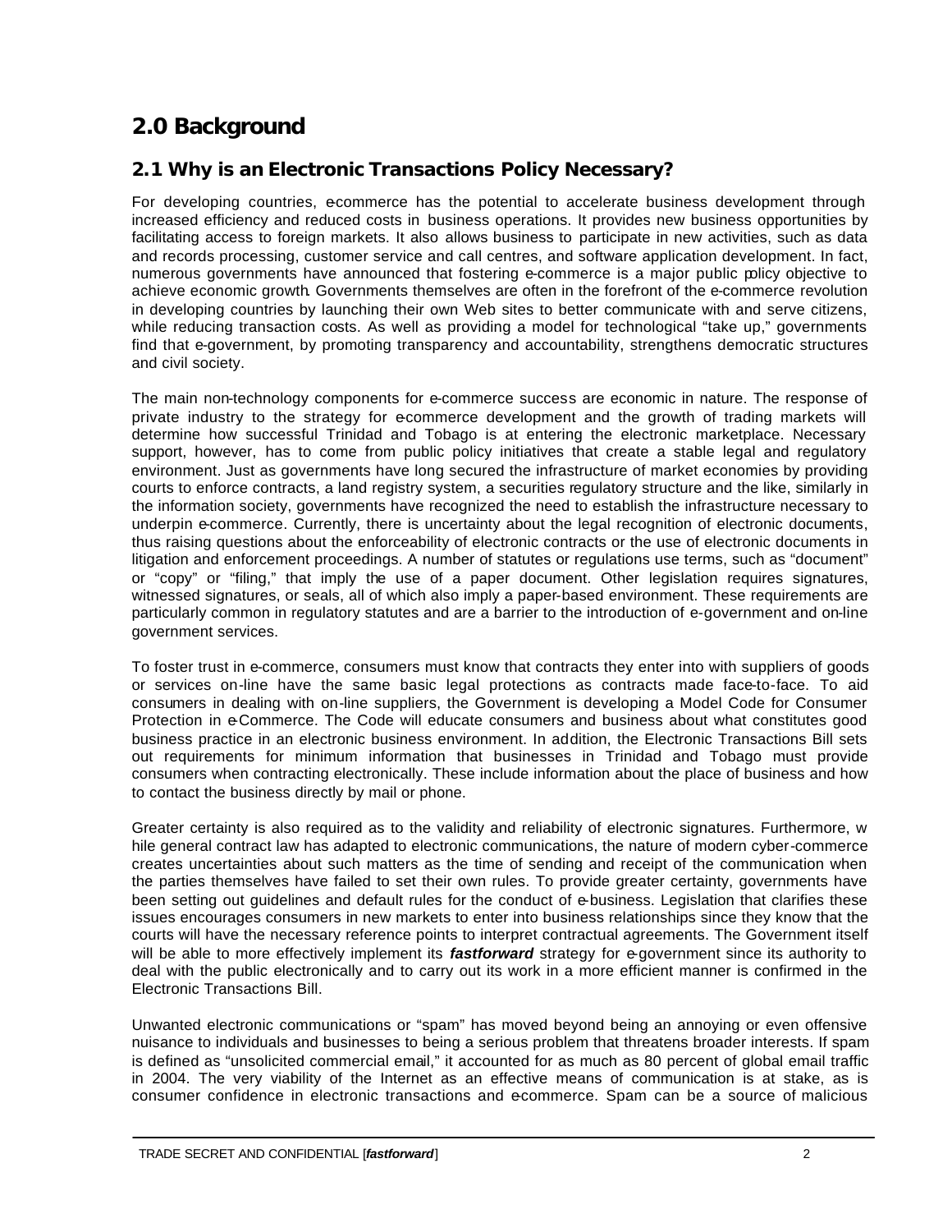# 2.0 Background

## 2.1 Why is an Electronic Transactions Policy Necessary?

For developing countries, e-commerce has the potential to accelerate business development through increased efficiency and reduced costs in business operations. It provides new business opportunities by facilitating access to foreign markets. It also allows business to participate in new activities, such as data and records processing, customer service and call centres, and software application development. In fact, numerous governments have announced that fostering e-commerce is a major public policy objective to achieve economic growth. Governments themselves are often in the forefront of the e-commerce revolution in developing countries by launching their own Web sites to better communicate with and serve citizens, while reducing transaction costs. As well as providing a model for technological "take up," governments find that e-government, by promoting transparency and accountability, strengthens democratic structures and civil society.

The main non-technology components for e-commerce success are economic in nature. The response of private industry to the strategy for e-commerce development and the growth of trading markets will determine how successful Trinidad and Tobago is at entering the electronic marketplace. Necessary support, however, has to come from public policy initiatives that create a stable legal and regulatory environment. Just as governments have long secured the infrastructure of market economies by providing courts to enforce contracts, a land registry system, a securities regulatory structure and the like, similarly in the information society, governments have recognized the need to establish the infrastructure necessary to underpin e-commerce. Currently, there is uncertainty about the legal recognition of electronic documents, thus raising questions about the enforceability of electronic contracts or the use of electronic documents in litigation and enforcement proceedings. A number of statutes or regulations use terms, such as "document" or "copy" or "filing," that imply the use of a paper document. Other legislation requires signatures, witnessed signatures, or seals, all of which also imply a paper-based environment. These requirements are particularly common in regulatory statutes and are a barrier to the introduction of e-government and on-line government services.

To foster trust in e-commerce, consumers must know that contracts they enter into with suppliers of goods or services on-line have the same basic legal protections as contracts made face-to-face. To aid consumers in dealing with on-line suppliers, the Government is developing a Model Code for Consumer Protection in e-Commerce. The Code will educate consumers and business about what constitutes good business practice in an electronic business environment. In addition, the Electronic Transactions Bill sets out requirements for minimum information that businesses in Trinidad and Tobago must provide consumers when contracting electronically. These include information about the place of business and how to contact the business directly by mail or phone.

Greater certainty is also required as to the validity and reliability of electronic signatures. Furthermore, while general contract law has adapted to electronic communications, the nature of modern cyber-commerce creates uncertainties about such matters as the time of sending and receipt of the communication when the parties themselves have failed to set their own rules. To provide greater certainty, governments have been setting out guidelines and default rules for the conduct of e-business. Legislation that clarifies these issues encourages consumers in new markets to enter into business relationships since they know that the courts will have the necessary reference points to interpret contractual agreements. The Government itself will be able to more effectively implement its ***fastforward*** strategy for e-government since its authority to deal with the public electronically and to carry out its work in a more efficient manner is confirmed in the Electronic Transactions Bill.

Unwanted electronic communications or "spam" has moved beyond being an annoying or even offensive nuisance to individuals and businesses to being a serious problem that threatens broader interests. If spam is defined as "unsolicited commercial email," it accounted for as much as 80 percent of global email traffic in 2004. The very viability of the Internet as an effective means of communication is at stake, as is consumer confidence in electronic transactions and e-commerce. Spam can be a source of malicious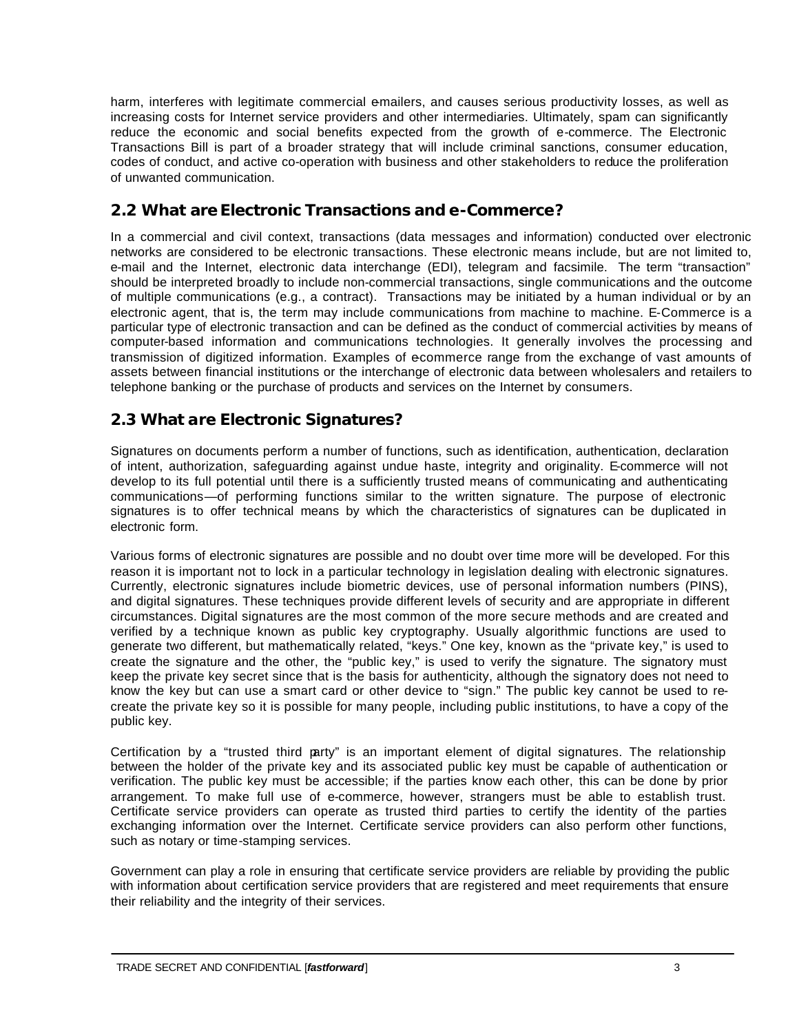harm, interferes with legitimate commercial e-mailers, and causes serious productivity losses, as well as increasing costs for Internet service providers and other intermediaries. Ultimately, spam can significantly reduce the economic and social benefits expected from the growth of e-commerce. The Electronic Transactions Bill is part of a broader strategy that will include criminal sanctions, consumer education, codes of conduct, and active co-operation with business and other stakeholders to reduce the proliferation of unwanted communication.

## 2.2 What are Electronic Transactions and e-Commerce?

In a commercial and civil context, transactions (data messages and information) conducted over electronic networks are considered to be electronic transactions. These electronic means include, but are not limited to, e-mail and the Internet, electronic data interchange (EDI), telegram and facsimile. The term "transaction" should be interpreted broadly to include non-commercial transactions, single communications and the outcome of multiple communications (e.g., a contract). Transactions may be initiated by a human individual or by an electronic agent, that is, the term may include communications from machine to machine. E-Commerce is a particular type of electronic transaction and can be defined as the conduct of commercial activities by means of computer-based information and communications technologies. It generally involves the processing and transmission of digitized information. Examples of e-commerce range from the exchange of vast amounts of assets between financial institutions or the interchange of electronic data between wholesalers and retailers to telephone banking or the purchase of products and services on the Internet by consumers.

## 2.3 What are Electronic Signatures?

Signatures on documents perform a number of functions, such as identification, authentication, declaration of intent, authorization, safeguarding against undue haste, integrity and originality. E-commerce will not develop to its full potential until there is a sufficiently trusted means of communicating and authenticating communications—of performing functions similar to the written signature. The purpose of electronic signatures is to offer technical means by which the characteristics of signatures can be duplicated in electronic form.

Various forms of electronic signatures are possible and no doubt over time more will be developed. For this reason it is important not to lock in a particular technology in legislation dealing with electronic signatures. Currently, electronic signatures include biometric devices, use of personal information numbers (PINS), and digital signatures. These techniques provide different levels of security and are appropriate in different circumstances. Digital signatures are the most common of the more secure methods and are created and verified by a technique known as public key cryptography. Usually algorithmic functions are used to generate two different, but mathematically related, "keys." One key, known as the "private key," is used to create the signature and the other, the "public key," is used to verify the signature. The signatory must keep the private key secret since that is the basis for authenticity, although the signatory does not need to know the key but can use a smart card or other device to "sign." The public key cannot be used to re-create the private key so it is possible for many people, including public institutions, to have a copy of the public key.

Certification by a "trusted third party" is an important element of digital signatures. The relationship between the holder of the private key and its associated public key must be capable of authentication or verification. The public key must be accessible; if the parties know each other, this can be done by prior arrangement. To make full use of e-commerce, however, strangers must be able to establish trust. Certificate service providers can operate as trusted third parties to certify the identity of the parties exchanging information over the Internet. Certificate service providers can also perform other functions, such as notary or time-stamping services.

Government can play a role in ensuring that certificate service providers are reliable by providing the public with information about certification service providers that are registered and meet requirements that ensure their reliability and the integrity of their services.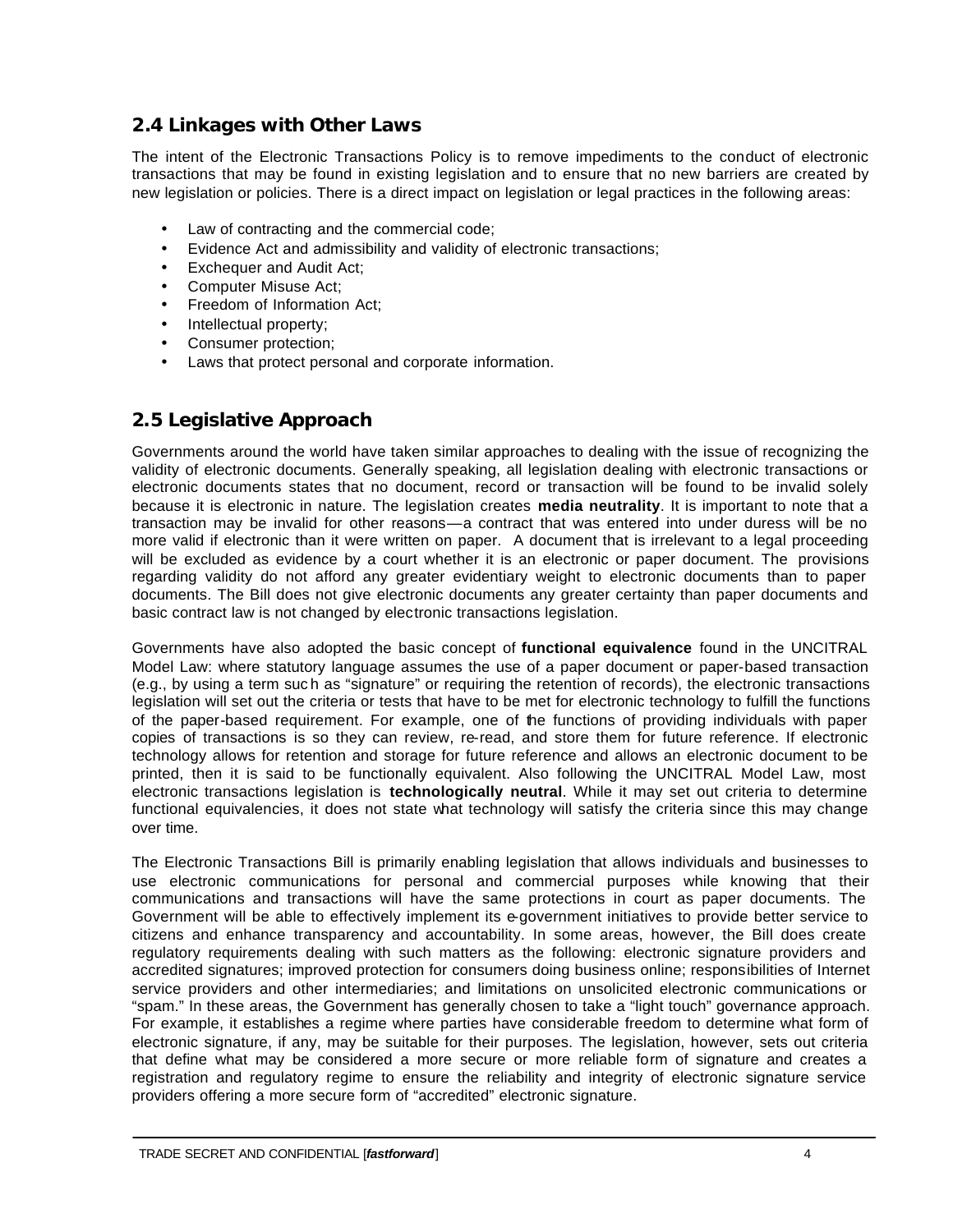## 2.4 Linkages with Other Laws

The intent of the Electronic Transactions Policy is to remove impediments to the conduct of electronic transactions that may be found in existing legislation and to ensure that no new barriers are created by new legislation or policies. There is a direct impact on legislation or legal practices in the following areas:

- Law of contracting and the commercial code;
- Evidence Act and admissibility and validity of electronic transactions;
- Exchequer and Audit Act;
- Computer Misuse Act;
- Freedom of Information Act;
- Intellectual property;
- Consumer protection;
- Laws that protect personal and corporate information.

## 2.5 Legislative Approach

Governments around the world have taken similar approaches to dealing with the issue of recognizing the validity of electronic documents. Generally speaking, all legislation dealing with electronic transactions or electronic documents states that no document, record or transaction will be found to be invalid solely because it is electronic in nature. The legislation creates **media neutrality**. It is important to note that a transaction may be invalid for other reasons—a contract that was entered into under duress will be no more valid if electronic than it were written on paper. A document that is irrelevant to a legal proceeding will be excluded as evidence by a court whether it is an electronic or paper document. The provisions regarding validity do not afford any greater evidentiary weight to electronic documents than to paper documents. The Bill does not give electronic documents any greater certainty than paper documents and basic contract law is not changed by electronic transactions legislation.

Governments have also adopted the basic concept of **functional equivalence** found in the UNCITRAL Model Law: where statutory language assumes the use of a paper document or paper-based transaction (e.g., by using a term such as "signature" or requiring the retention of records), the electronic transactions legislation will set out the criteria or tests that have to be met for electronic technology to fulfill the functions of the paper-based requirement. For example, one of the functions of providing individuals with paper copies of transactions is so they can review, re-read, and store them for future reference. If electronic technology allows for retention and storage for future reference and allows an electronic document to be printed, then it is said to be functionally equivalent. Also following the UNCITRAL Model Law, most electronic transactions legislation is **technologically neutral**. While it may set out criteria to determine functional equivalencies, it does not state what technology will satisfy the criteria since this may change over time.

The Electronic Transactions Bill is primarily enabling legislation that allows individuals and businesses to use electronic communications for personal and commercial purposes while knowing that their communications and transactions will have the same protections in court as paper documents. The Government will be able to effectively implement its e-government initiatives to provide better service to citizens and enhance transparency and accountability. In some areas, however, the Bill does create regulatory requirements dealing with such matters as the following: electronic signature providers and accredited signatures; improved protection for consumers doing business online; responsibilities of Internet service providers and other intermediaries; and limitations on unsolicited electronic communications or "spam." In these areas, the Government has generally chosen to take a "light touch" governance approach. For example, it establishes a regime where parties have considerable freedom to determine what form of electronic signature, if any, may be suitable for their purposes. The legislation, however, sets out criteria that define what may be considered a more secure or more reliable form of signature and creates a registration and regulatory regime to ensure the reliability and integrity of electronic signature service providers offering a more secure form of "accredited" electronic signature.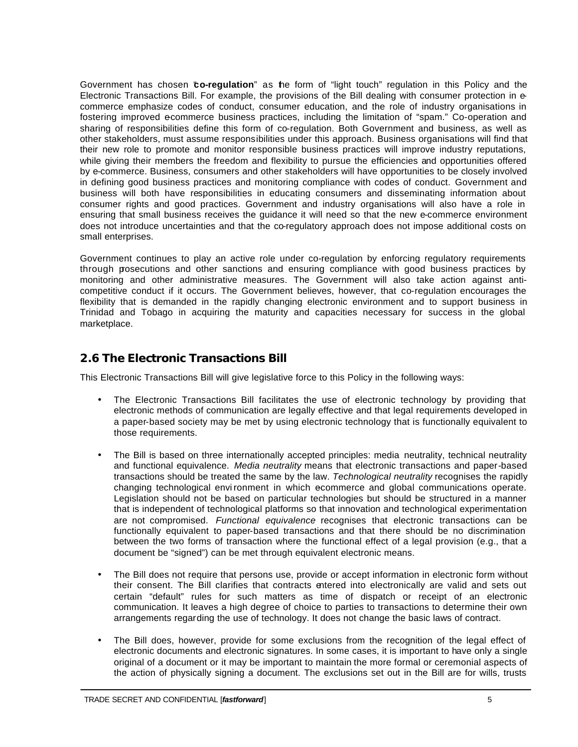Government has chosen "**co-regulation**" as the form of "light touch" regulation in this Policy and the Electronic Transactions Bill. For example, the provisions of the Bill dealing with consumer protection in e-commerce emphasize codes of conduct, consumer education, and the role of industry organisations in fostering improved e-commerce business practices, including the limitation of "spam." Co-operation and sharing of responsibilities define this form of co-regulation. Both Government and business, as well as other stakeholders, must assume responsibilities under this approach. Business organisations will find that their new role to promote and monitor responsible business practices will improve industry reputations, while giving their members the freedom and flexibility to pursue the efficiencies and opportunities offered by e-commerce. Business, consumers and other stakeholders will have opportunities to be closely involved in defining good business practices and monitoring compliance with codes of conduct. Government and business will both have responsibilities in educating consumers and disseminating information about consumer rights and good practices. Government and industry organisations will also have a role in ensuring that small business receives the guidance it will need so that the new e-commerce environment does not introduce uncertainties and that the co-regulatory approach does not impose additional costs on small enterprises.

Government continues to play an active role under co-regulation by enforcing regulatory requirements through prosecutions and other sanctions and ensuring compliance with good business practices by monitoring and other administrative measures. The Government will also take action against anti-competitive conduct if it occurs. The Government believes, however, that co-regulation encourages the flexibility that is demanded in the rapidly changing electronic environment and to support business in Trinidad and Tobago in acquiring the maturity and capacities necessary for success in the global marketplace.

## 2.6 The Electronic Transactions Bill

This Electronic Transactions Bill will give legislative force to this Policy in the following ways:

- The Electronic Transactions Bill facilitates the use of electronic technology by providing that electronic methods of communication are legally effective and that legal requirements developed in a paper-based society may be met by using electronic technology that is functionally equivalent to those requirements.
- The Bill is based on three internationally accepted principles: media neutrality, technical neutrality and functional equivalence. *Media neutrality* means that electronic transactions and paper-based transactions should be treated the same by the law. *Technological neutrality* recognises the rapidly changing technological environment in which e-commerce and global communications operate. Legislation should not be based on particular technologies but should be structured in a manner that is independent of technological platforms so that innovation and technological experimentation are not compromised. *Functional equivalence* recognises that electronic transactions can be functionally equivalent to paper-based transactions and that there should be no discrimination between the two forms of transaction where the functional effect of a legal provision (e.g., that a document be "signed") can be met through equivalent electronic means.
- The Bill does not require that persons use, provide or accept information in electronic form without their consent. The Bill clarifies that contracts entered into electronically are valid and sets out certain "default" rules for such matters as time of dispatch or receipt of an electronic communication. It leaves a high degree of choice to parties to transactions to determine their own arrangements regarding the use of technology. It does not change the basic laws of contract.
- The Bill does, however, provide for some exclusions from the recognition of the legal effect of electronic documents and electronic signatures. In some cases, it is important to have only a single original of a document or it may be important to maintain the more formal or ceremonial aspects of the action of physically signing a document. The exclusions set out in the Bill are for wills, trusts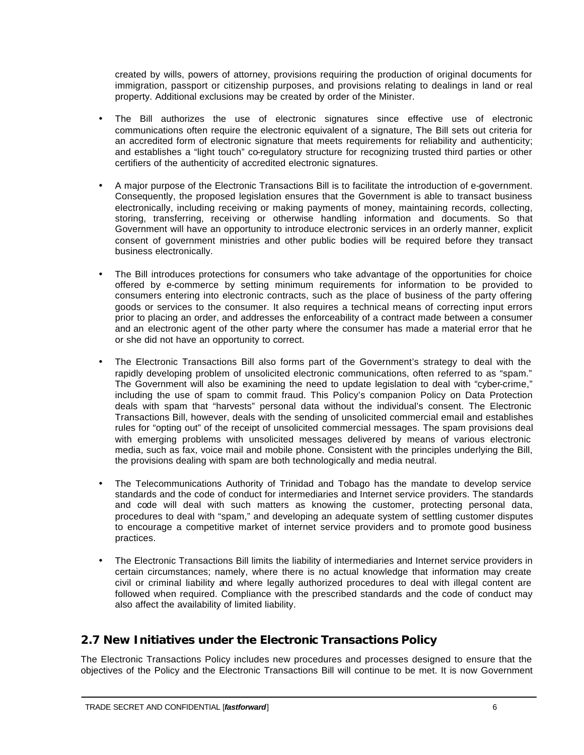created by wills, powers of attorney, provisions requiring the production of original documents for immigration, passport or citizenship purposes, and provisions relating to dealings in land or real property. Additional exclusions may be created by order of the Minister.

- The Bill authorizes the use of electronic signatures since effective use of electronic communications often require the electronic equivalent of a signature, The Bill sets out criteria for an accredited form of electronic signature that meets requirements for reliability and authenticity; and establishes a "light touch" co-regulatory structure for recognizing trusted third parties or other certifiers of the authenticity of accredited electronic signatures.

- A major purpose of the Electronic Transactions Bill is to facilitate the introduction of e-government. Consequently, the proposed legislation ensures that the Government is able to transact business electronically, including receiving or making payments of money, maintaining records, collecting, storing, transferring, receiving or otherwise handling information and documents. So that Government will have an opportunity to introduce electronic services in an orderly manner, explicit consent of government ministries and other public bodies will be required before they transact business electronically.

- The Bill introduces protections for consumers who take advantage of the opportunities for choice offered by e-commerce by setting minimum requirements for information to be provided to consumers entering into electronic contracts, such as the place of business of the party offering goods or services to the consumer. It also requires a technical means of correcting input errors prior to placing an order, and addresses the enforceability of a contract made between a consumer and an electronic agent of the other party where the consumer has made a material error that he or she did not have an opportunity to correct.

- The Electronic Transactions Bill also forms part of the Government's strategy to deal with the rapidly developing problem of unsolicited electronic communications, often referred to as "spam." The Government will also be examining the need to update legislation to deal with "cyber-crime," including the use of spam to commit fraud. This Policy's companion Policy on Data Protection deals with spam that "harvests" personal data without the individual's consent. The Electronic Transactions Bill, however, deals with the sending of unsolicited commercial email and establishes rules for "opting out" of the receipt of unsolicited commercial messages. The spam provisions deal with emerging problems with unsolicited messages delivered by means of various electronic media, such as fax, voice mail and mobile phone. Consistent with the principles underlying the Bill, the provisions dealing with spam are both technologically and media neutral.

- The Telecommunications Authority of Trinidad and Tobago has the mandate to develop service standards and the code of conduct for intermediaries and Internet service providers. The standards and code will deal with such matters as knowing the customer, protecting personal data, procedures to deal with "spam," and developing an adequate system of settling customer disputes to encourage a competitive market of internet service providers and to promote good business practices.

- The Electronic Transactions Bill limits the liability of intermediaries and Internet service providers in certain circumstances; namely, where there is no actual knowledge that information may create civil or criminal liability and where legally authorized procedures to deal with illegal content are followed when required. Compliance with the prescribed standards and the code of conduct may also affect the availability of limited liability.

## 2.7 New Initiatives under the Electronic Transactions Policy

The Electronic Transactions Policy includes new procedures and processes designed to ensure that the objectives of the Policy and the Electronic Transactions Bill will continue to be met. It is now Government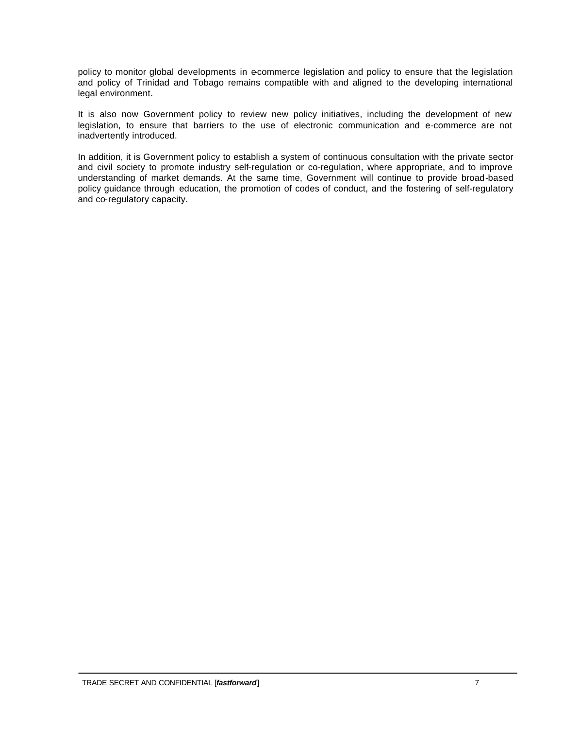policy to monitor global developments in e-commerce legislation and policy to ensure that the legislation and policy of Trinidad and Tobago remains compatible with and aligned to the developing international legal environment.

It is also now Government policy to review new policy initiatives, including the development of new legislation, to ensure that barriers to the use of electronic communication and e-commerce are not inadvertently introduced.

In addition, it is Government policy to establish a system of continuous consultation with the private sector and civil society to promote industry self-regulation or co-regulation, where appropriate, and to improve understanding of market demands. At the same time, Government will continue to provide broad-based policy guidance through education, the promotion of codes of conduct, and the fostering of self-regulatory and co-regulatory capacity.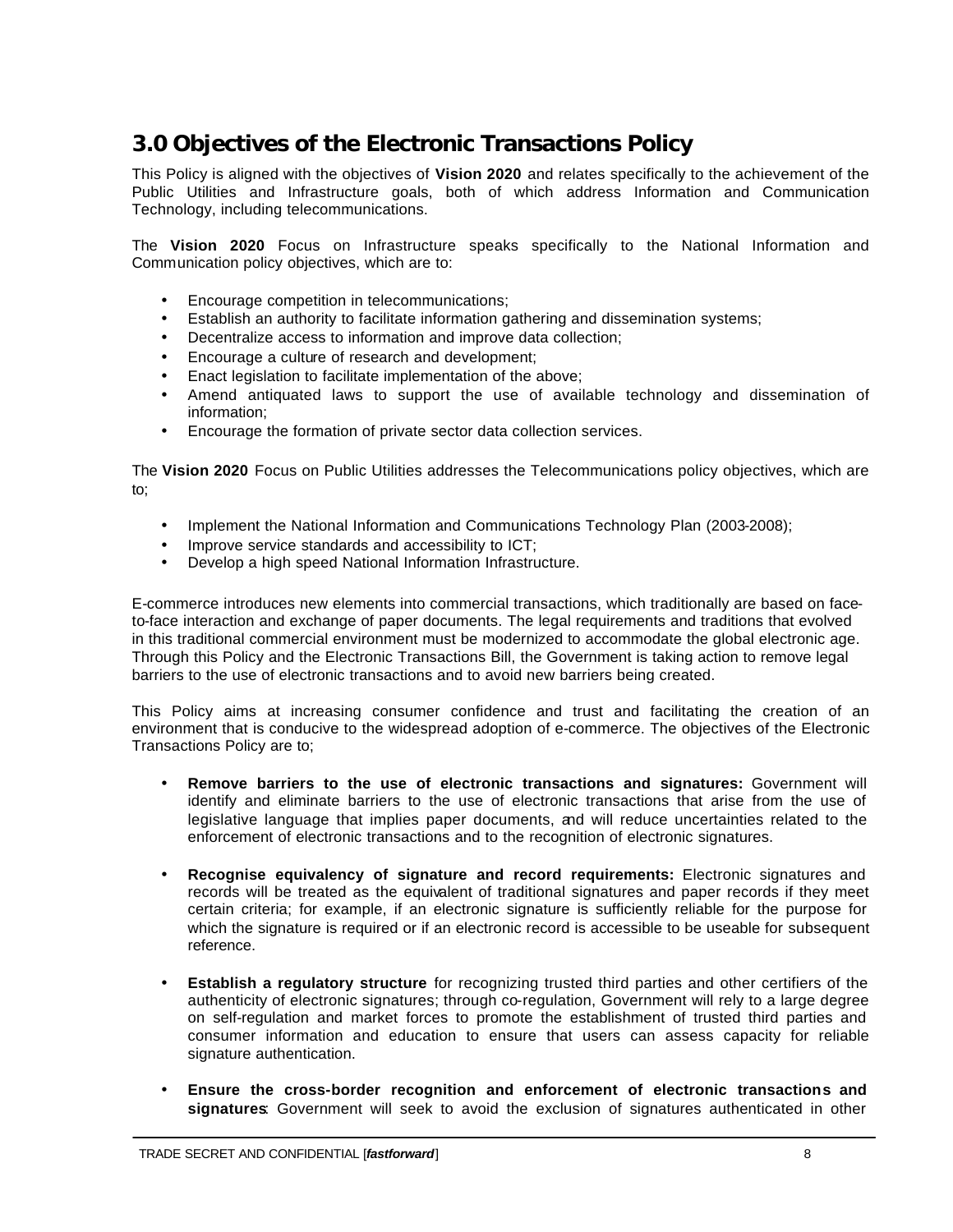## 3.0 Objectives of the Electronic Transactions Policy

This Policy is aligned with the objectives of **Vision 2020** and relates specifically to the achievement of the Public Utilities and Infrastructure goals, both of which address Information and Communication Technology, including telecommunications.

The **Vision 2020** Focus on Infrastructure speaks specifically to the National Information and Communication policy objectives, which are to:

- Encourage competition in telecommunications;
- Establish an authority to facilitate information gathering and dissemination systems;
- Decentralize access to information and improve data collection;
- Encourage a culture of research and development;
- Enact legislation to facilitate implementation of the above;
- Amend antiquated laws to support the use of available technology and dissemination of information;
- Encourage the formation of private sector data collection services.

The **Vision 2020** Focus on Public Utilities addresses the Telecommunications policy objectives, which are to;

- Implement the National Information and Communications Technology Plan (2003-2008);
- Improve service standards and accessibility to ICT;
- Develop a high speed National Information Infrastructure.

E-commerce introduces new elements into commercial transactions, which traditionally are based on face-to-face interaction and exchange of paper documents. The legal requirements and traditions that evolved in this traditional commercial environment must be modernized to accommodate the global electronic age. Through this Policy and the Electronic Transactions Bill, the Government is taking action to remove legal barriers to the use of electronic transactions and to avoid new barriers being created.

This Policy aims at increasing consumer confidence and trust and facilitating the creation of an environment that is conducive to the widespread adoption of e-commerce. The objectives of the Electronic Transactions Policy are to;

- **Remove barriers to the use of electronic transactions and signatures:** Government will identify and eliminate barriers to the use of electronic transactions that arise from the use of legislative language that implies paper documents, and will reduce uncertainties related to the enforcement of electronic transactions and to the recognition of electronic signatures.

- **Recognise equivalency of signature and record requirements:** Electronic signatures and records will be treated as the equivalent of traditional signatures and paper records if they meet certain criteria; for example, if an electronic signature is sufficiently reliable for the purpose for which the signature is required or if an electronic record is accessible to be useable for subsequent reference.

- **Establish a regulatory structure** for recognizing trusted third parties and other certifiers of the authenticity of electronic signatures; through co-regulation, Government will rely to a large degree on self-regulation and market forces to promote the establishment of trusted third parties and consumer information and education to ensure that users can assess capacity for reliable signature authentication.

- **Ensure the cross-border recognition and enforcement of electronic transactions and signatures**: Government will seek to avoid the exclusion of signatures authenticated in other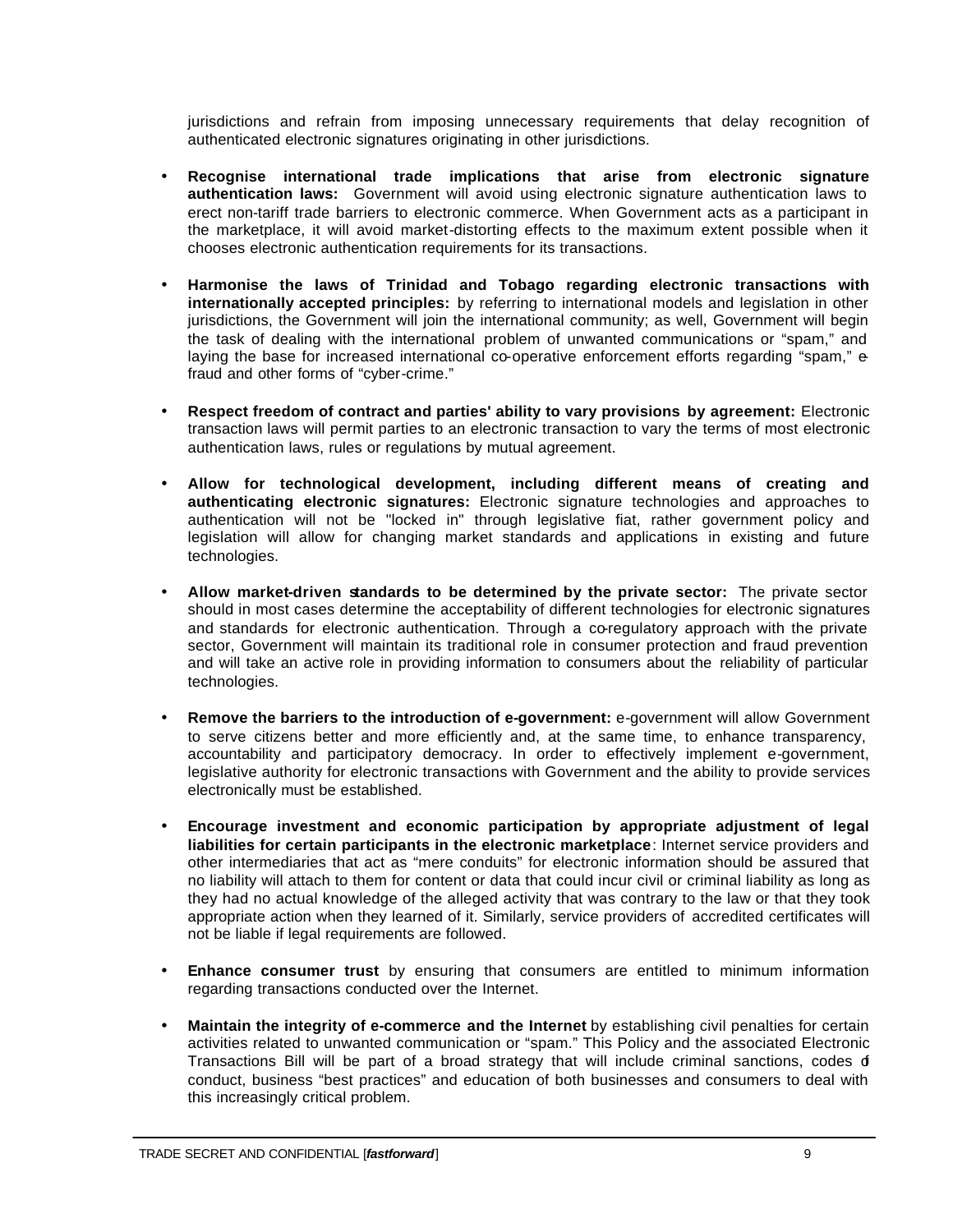jurisdictions and refrain from imposing unnecessary requirements that delay recognition of authenticated electronic signatures originating in other jurisdictions.

- **Recognise international trade implications that arise from electronic signature authentication laws:** Government will avoid using electronic signature authentication laws to erect non-tariff trade barriers to electronic commerce. When Government acts as a participant in the marketplace, it will avoid market-distorting effects to the maximum extent possible when it chooses electronic authentication requirements for its transactions.

- **Harmonise the laws of Trinidad and Tobago regarding electronic transactions with internationally accepted principles:** by referring to international models and legislation in other jurisdictions, the Government will join the international community; as well, Government will begin the task of dealing with the international problem of unwanted communications or "spam," and laying the base for increased international co-operative enforcement efforts regarding "spam," e-fraud and other forms of "cyber-crime."

- **Respect freedom of contract and parties' ability to vary provisions by agreement:** Electronic transaction laws will permit parties to an electronic transaction to vary the terms of most electronic authentication laws, rules or regulations by mutual agreement.

- **Allow for technological development, including different means of creating and authenticating electronic signatures:** Electronic signature technologies and approaches to authentication will not be "locked in" through legislative fiat, rather government policy and legislation will allow for changing market standards and applications in existing and future technologies.

- **Allow market-driven standards to be determined by the private sector:** The private sector should in most cases determine the acceptability of different technologies for electronic signatures and standards for electronic authentication. Through a co-regulatory approach with the private sector, Government will maintain its traditional role in consumer protection and fraud prevention and will take an active role in providing information to consumers about the reliability of particular technologies.

- **Remove the barriers to the introduction of e-government:** e-government will allow Government to serve citizens better and more efficiently and, at the same time, to enhance transparency, accountability and participatory democracy. In order to effectively implement e-government, legislative authority for electronic transactions with Government and the ability to provide services electronically must be established.

- **Encourage investment and economic participation by appropriate adjustment of legal liabilities for certain participants in the electronic marketplace**: Internet service providers and other intermediaries that act as "mere conduits" for electronic information should be assured that no liability will attach to them for content or data that could incur civil or criminal liability as long as they had no actual knowledge of the alleged activity that was contrary to the law or that they took appropriate action when they learned of it. Similarly, service providers of accredited certificates will not be liable if legal requirements are followed.

- **Enhance consumer trust** by ensuring that consumers are entitled to minimum information regarding transactions conducted over the Internet.

- **Maintain the integrity of e-commerce and the Internet** by establishing civil penalties for certain activities related to unwanted communication or "spam." This Policy and the associated Electronic Transactions Bill will be part of a broad strategy that will include criminal sanctions, codes of conduct, business "best practices" and education of both businesses and consumers to deal with this increasingly critical problem.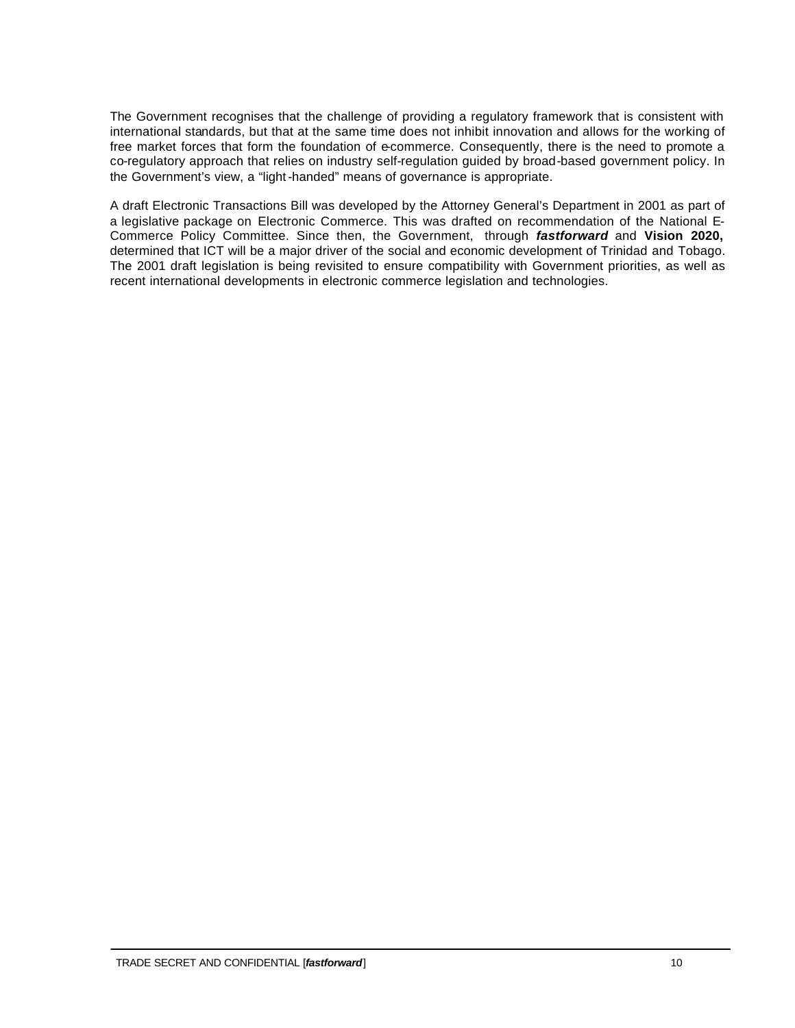The Government recognises that the challenge of providing a regulatory framework that is consistent with international standards, but that at the same time does not inhibit innovation and allows for the working of free market forces that form the foundation of e-commerce. Consequently, there is the need to promote a co-regulatory approach that relies on industry self-regulation guided by broad-based government policy. In the Government's view, a "light-handed" means of governance is appropriate.

A draft Electronic Transactions Bill was developed by the Attorney General's Department in 2001 as part of a legislative package on Electronic Commerce. This was drafted on recommendation of the National E-Commerce Policy Committee. Since then, the Government, through ***fastforward*** and **Vision 2020,** determined that ICT will be a major driver of the social and economic development of Trinidad and Tobago. The 2001 draft legislation is being revisited to ensure compatibility with Government priorities, as well as recent international developments in electronic commerce legislation and technologies.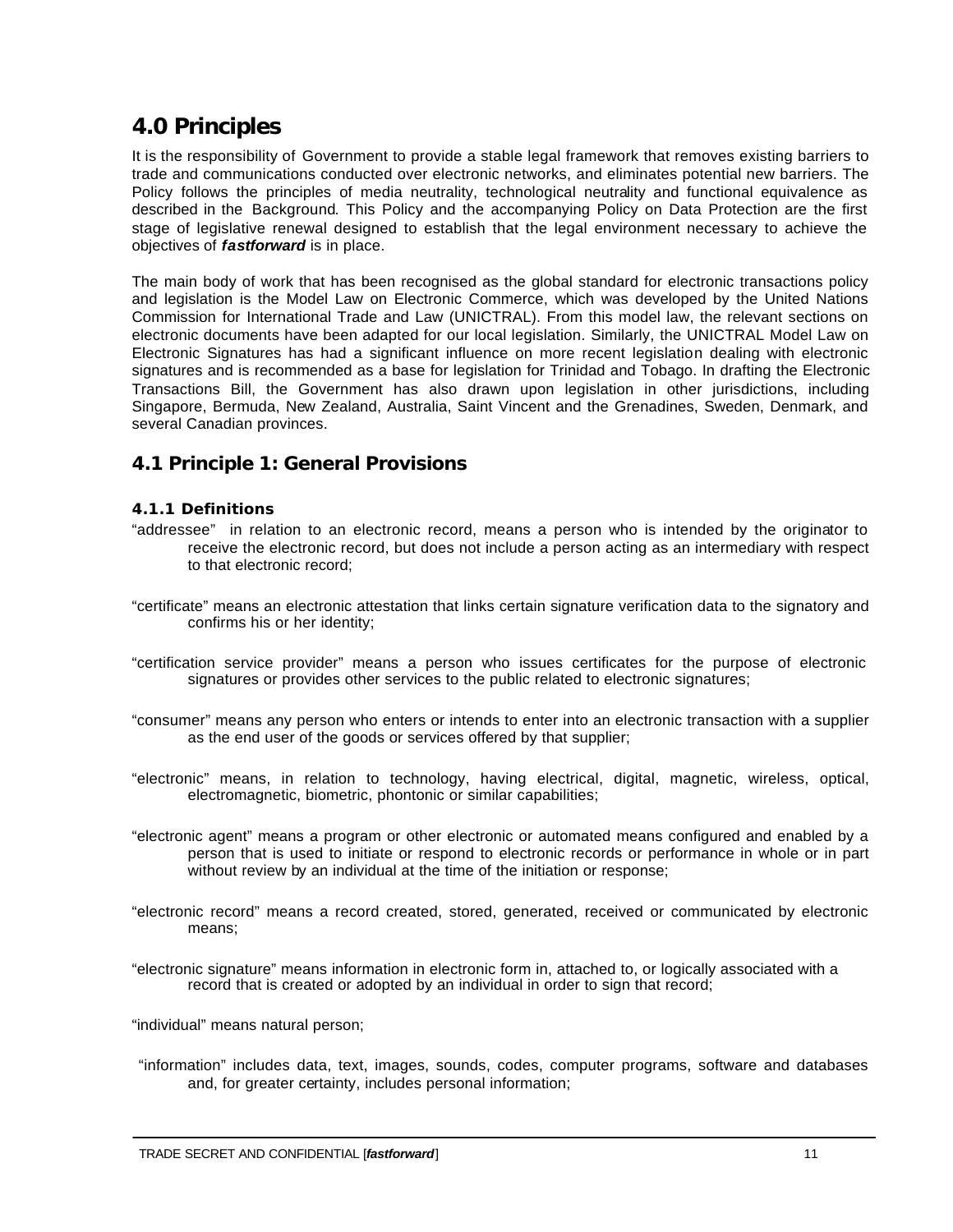## 4.0 Principles

It is the responsibility of Government to provide a stable legal framework that removes existing barriers to trade and communications conducted over electronic networks, and eliminates potential new barriers. The Policy follows the principles of media neutrality, technological neutrality and functional equivalence as described in the Background. This Policy and the accompanying Policy on Data Protection are the first stage of legislative renewal designed to establish that the legal environment necessary to achieve the objectives of ***fastforward*** is in place.

The main body of work that has been recognised as the global standard for electronic transactions policy and legislation is the Model Law on Electronic Commerce, which was developed by the United Nations Commission for International Trade and Law (UNICTRAL). From this model law, the relevant sections on electronic documents have been adapted for our local legislation. Similarly, the UNICTRAL Model Law on Electronic Signatures has had a significant influence on more recent legislation dealing with electronic signatures and is recommended as a base for legislation for Trinidad and Tobago. In drafting the Electronic Transactions Bill, the Government has also drawn upon legislation in other jurisdictions, including Singapore, Bermuda, New Zealand, Australia, Saint Vincent and the Grenadines, Sweden, Denmark, and several Canadian provinces.

### 4.1 Principle 1: General Provisions

#### 4.1.1 Definitions

"addressee" in relation to an electronic record, means a person who is intended by the originator to receive the electronic record, but does not include a person acting as an intermediary with respect to that electronic record;

"certificate" means an electronic attestation that links certain signature verification data to the signatory and confirms his or her identity;

"certification service provider" means a person who issues certificates for the purpose of electronic signatures or provides other services to the public related to electronic signatures;

"consumer" means any person who enters or intends to enter into an electronic transaction with a supplier as the end user of the goods or services offered by that supplier;

"electronic" means, in relation to technology, having electrical, digital, magnetic, wireless, optical, electromagnetic, biometric, phontonic or similar capabilities;

"electronic agent" means a program or other electronic or automated means configured and enabled by a person that is used to initiate or respond to electronic records or performance in whole or in part without review by an individual at the time of the initiation or response;

"electronic record" means a record created, stored, generated, received or communicated by electronic means;

"electronic signature" means information in electronic form in, attached to, or logically associated with a record that is created or adopted by an individual in order to sign that record;

"individual" means natural person;

"information" includes data, text, images, sounds, codes, computer programs, software and databases and, for greater certainty, includes personal information;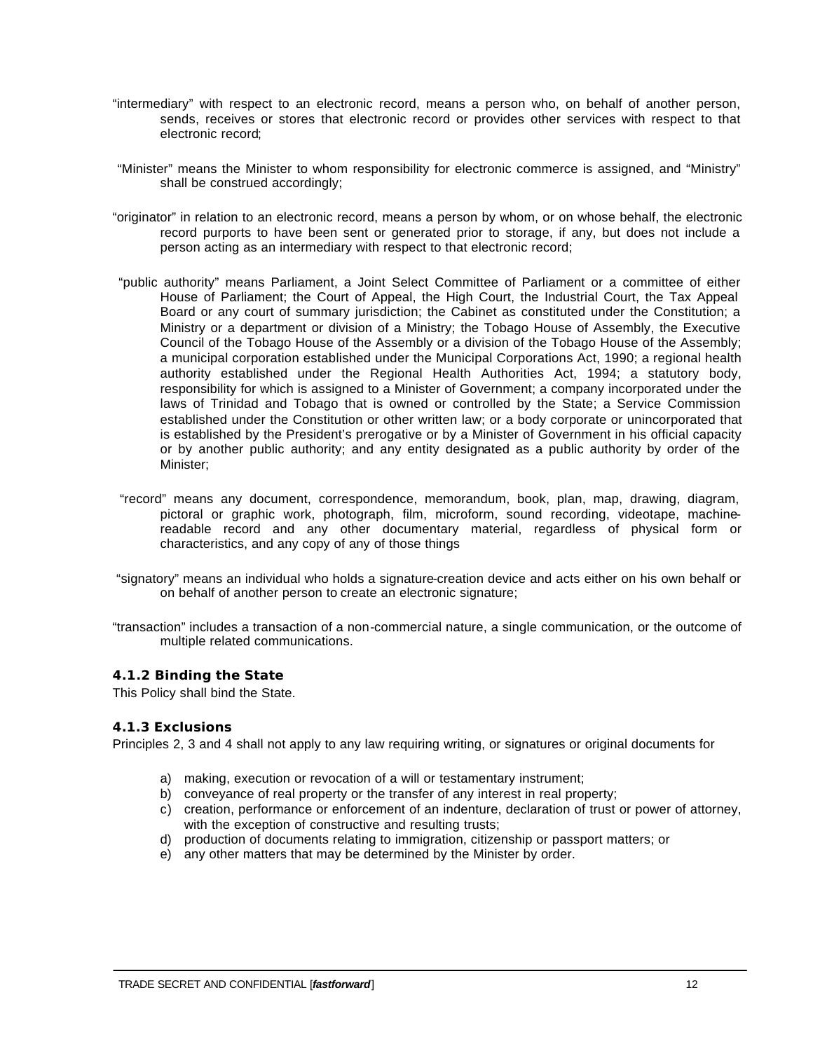"intermediary" with respect to an electronic record, means a person who, on behalf of another person, sends, receives or stores that electronic record or provides other services with respect to that electronic record;

"Minister" means the Minister to whom responsibility for electronic commerce is assigned, and "Ministry" shall be construed accordingly;

"originator" in relation to an electronic record, means a person by whom, or on whose behalf, the electronic record purports to have been sent or generated prior to storage, if any, but does not include a person acting as an intermediary with respect to that electronic record;

"public authority" means Parliament, a Joint Select Committee of Parliament or a committee of either House of Parliament; the Court of Appeal, the High Court, the Industrial Court, the Tax Appeal Board or any court of summary jurisdiction; the Cabinet as constituted under the Constitution; a Ministry or a department or division of a Ministry; the Tobago House of Assembly, the Executive Council of the Tobago House of the Assembly or a division of the Tobago House of the Assembly; a municipal corporation established under the Municipal Corporations Act, 1990; a regional health authority established under the Regional Health Authorities Act, 1994; a statutory body, responsibility for which is assigned to a Minister of Government; a company incorporated under the laws of Trinidad and Tobago that is owned or controlled by the State; a Service Commission established under the Constitution or other written law; or a body corporate or unincorporated that is established by the President's prerogative or by a Minister of Government in his official capacity or by another public authority; and any entity designated as a public authority by order of the Minister;

"record" means any document, correspondence, memorandum, book, plan, map, drawing, diagram, pictoral or graphic work, photograph, film, microform, sound recording, videotape, machine-readable record and any other documentary material, regardless of physical form or characteristics, and any copy of any of those things

"signatory" means an individual who holds a signature-creation device and acts either on his own behalf or on behalf of another person to create an electronic signature;

"transaction" includes a transaction of a non-commercial nature, a single communication, or the outcome of multiple related communications.

#### 4.1.2 Binding the State

This Policy shall bind the State.

#### 4.1.3 Exclusions

Principles 2, 3 and 4 shall not apply to any law requiring writing, or signatures or original documents for

a) making, execution or revocation of a will or testamentary instrument;
b) conveyance of real property or the transfer of any interest in real property;
c) creation, performance or enforcement of an indenture, declaration of trust or power of attorney, with the exception of constructive and resulting trusts;
d) production of documents relating to immigration, citizenship or passport matters; or
e) any other matters that may be determined by the Minister by order.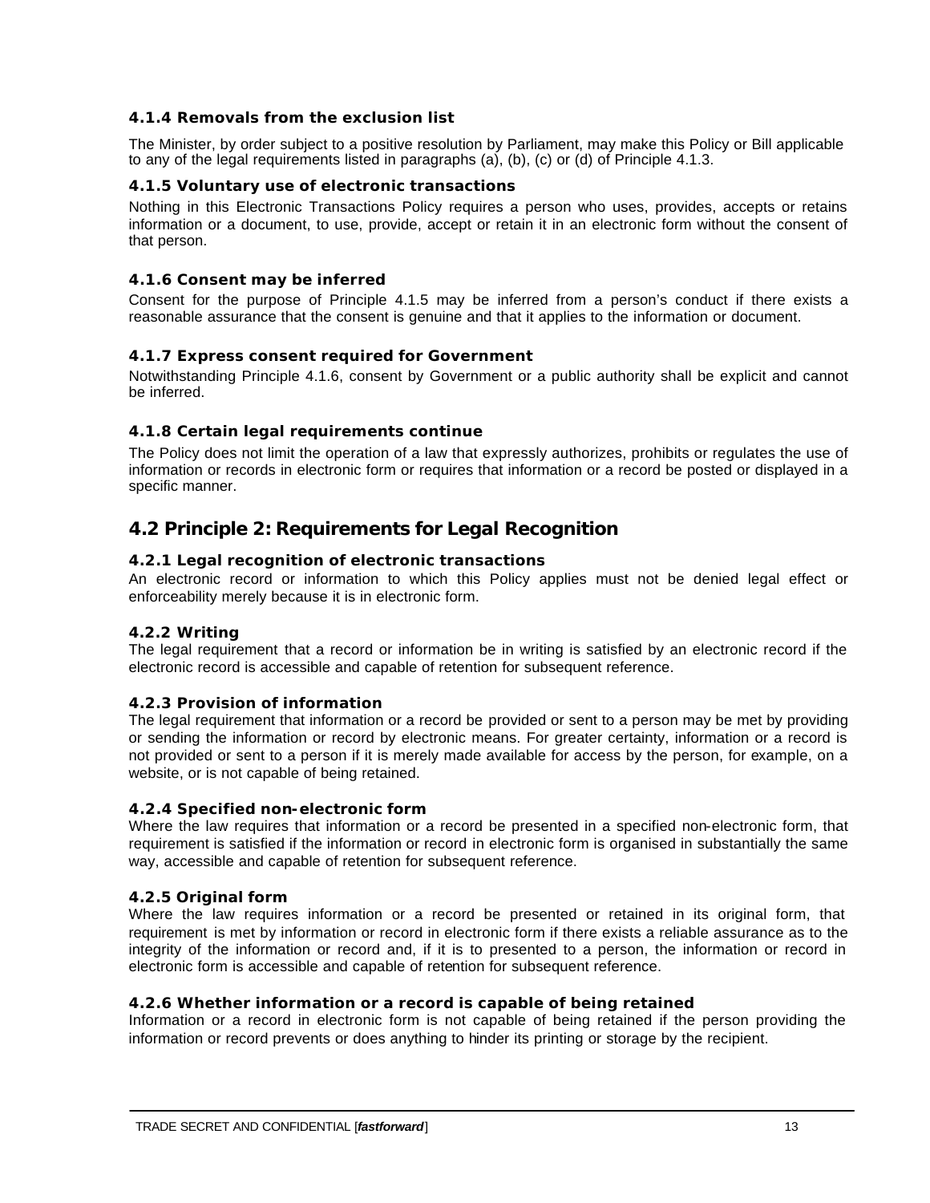#### 4.1.4 Removals from the exclusion list

The Minister, by order subject to a positive resolution by Parliament, may make this Policy or Bill applicable to any of the legal requirements listed in paragraphs (a), (b), (c) or (d) of Principle 4.1.3.

#### 4.1.5 Voluntary use of electronic transactions

Nothing in this Electronic Transactions Policy requires a person who uses, provides, accepts or retains information or a document, to use, provide, accept or retain it in an electronic form without the consent of that person.

#### 4.1.6 Consent may be inferred

Consent for the purpose of Principle 4.1.5 may be inferred from a person's conduct if there exists a reasonable assurance that the consent is genuine and that it applies to the information or document.

#### 4.1.7 Express consent required for Government

Notwithstanding Principle 4.1.6, consent by Government or a public authority shall be explicit and cannot be inferred.

#### 4.1.8 Certain legal requirements continue

The Policy does not limit the operation of a law that expressly authorizes, prohibits or regulates the use of information or records in electronic form or requires that information or a record be posted or displayed in a specific manner.

## 4.2 Principle 2: Requirements for Legal Recognition

#### 4.2.1 Legal recognition of electronic transactions

An electronic record or information to which this Policy applies must not be denied legal effect or enforceability merely because it is in electronic form.

#### 4.2.2 Writing

The legal requirement that a record or information be in writing is satisfied by an electronic record if the electronic record is accessible and capable of retention for subsequent reference.

#### 4.2.3 Provision of information

The legal requirement that information or a record be provided or sent to a person may be met by providing or sending the information or record by electronic means. For greater certainty, information or a record is not provided or sent to a person if it is merely made available for access by the person, for example, on a website, or is not capable of being retained.

#### 4.2.4 Specified non-electronic form

Where the law requires that information or a record be presented in a specified non-electronic form, that requirement is satisfied if the information or record in electronic form is organised in substantially the same way, accessible and capable of retention for subsequent reference.

#### 4.2.5 Original form

Where the law requires information or a record be presented or retained in its original form, that requirement is met by information or record in electronic form if there exists a reliable assurance as to the integrity of the information or record and, if it is to presented to a person, the information or record in electronic form is accessible and capable of retention for subsequent reference.

#### 4.2.6 Whether information or a record is capable of being retained

Information or a record in electronic form is not capable of being retained if the person providing the information or record prevents or does anything to hinder its printing or storage by the recipient.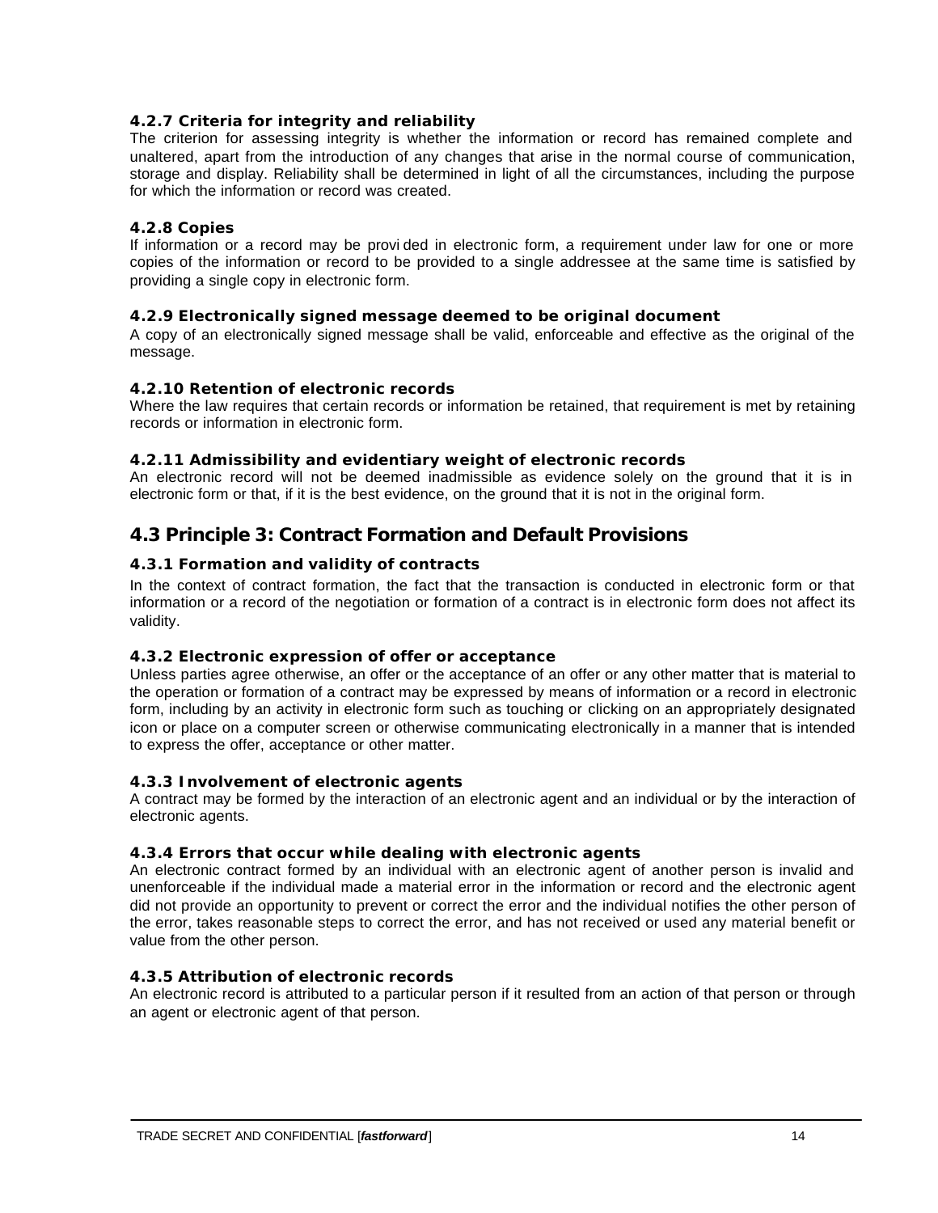#### 4.2.7 Criteria for integrity and reliability

The criterion for assessing integrity is whether the information or record has remained complete and unaltered, apart from the introduction of any changes that arise in the normal course of communication, storage and display. Reliability shall be determined in light of all the circumstances, including the purpose for which the information or record was created.

#### 4.2.8 Copies

If information or a record may be provided in electronic form, a requirement under law for one or more copies of the information or record to be provided to a single addressee at the same time is satisfied by providing a single copy in electronic form.

#### 4.2.9 Electronically signed message deemed to be original document

A copy of an electronically signed message shall be valid, enforceable and effective as the original of the message.

#### 4.2.10 Retention of electronic records

Where the law requires that certain records or information be retained, that requirement is met by retaining records or information in electronic form.

#### 4.2.11 Admissibility and evidentiary weight of electronic records

An electronic record will not be deemed inadmissible as evidence solely on the ground that it is in electronic form or that, if it is the best evidence, on the ground that it is not in the original form.

### 4.3 Principle 3: Contract Formation and Default Provisions

#### 4.3.1 Formation and validity of contracts

In the context of contract formation, the fact that the transaction is conducted in electronic form or that information or a record of the negotiation or formation of a contract is in electronic form does not affect its validity.

#### 4.3.2 Electronic expression of offer or acceptance

Unless parties agree otherwise, an offer or the acceptance of an offer or any other matter that is material to the operation or formation of a contract may be expressed by means of information or a record in electronic form, including by an activity in electronic form such as touching or clicking on an appropriately designated icon or place on a computer screen or otherwise communicating electronically in a manner that is intended to express the offer, acceptance or other matter.

#### 4.3.3 Involvement of electronic agents

A contract may be formed by the interaction of an electronic agent and an individual or by the interaction of electronic agents.

#### 4.3.4 Errors that occur while dealing with electronic agents

An electronic contract formed by an individual with an electronic agent of another person is invalid and unenforceable if the individual made a material error in the information or record and the electronic agent did not provide an opportunity to prevent or correct the error and the individual notifies the other person of the error, takes reasonable steps to correct the error, and has not received or used any material benefit or value from the other person.

#### 4.3.5 Attribution of electronic records

An electronic record is attributed to a particular person if it resulted from an action of that person or through an agent or electronic agent of that person.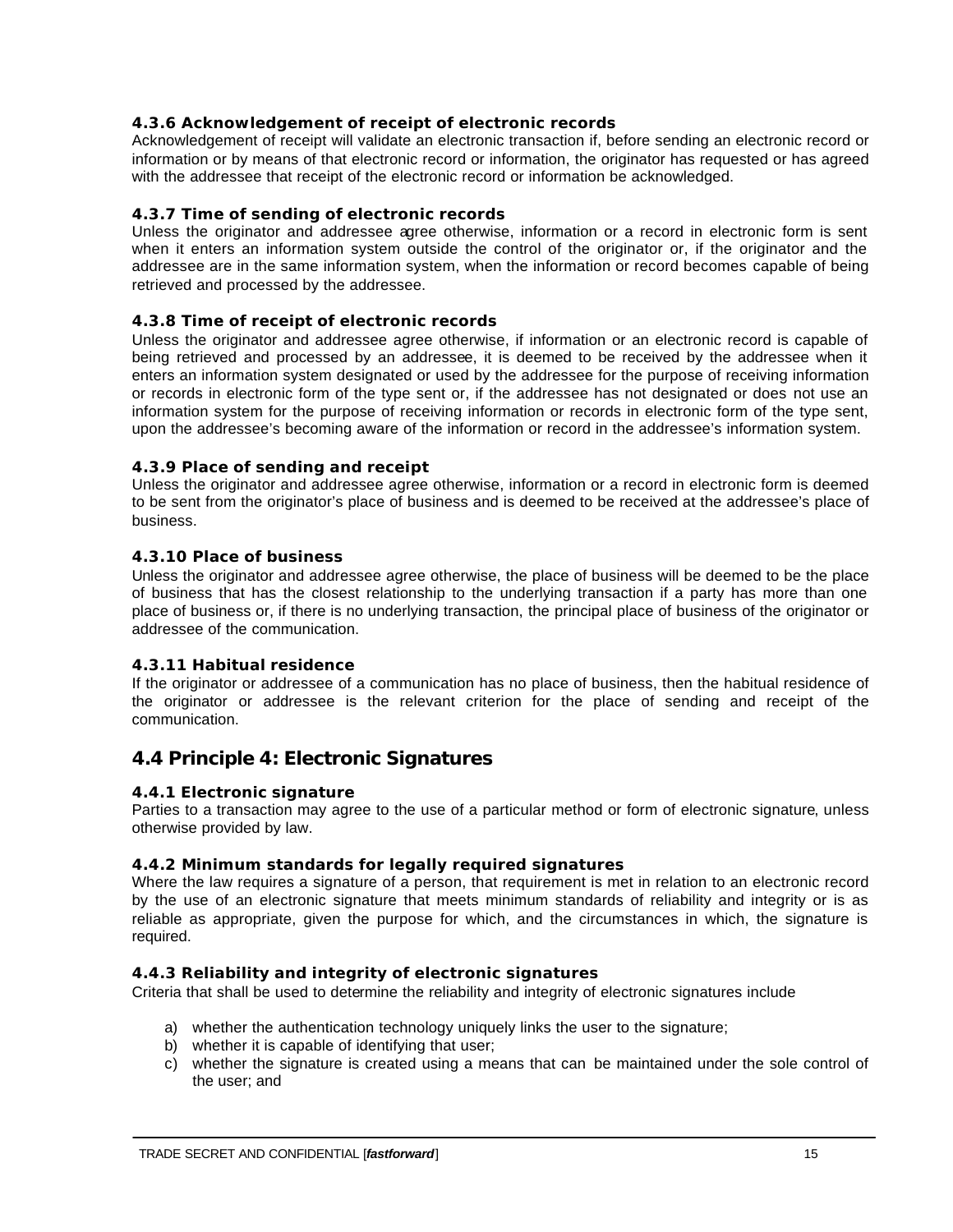#### 4.3.6 Acknowledgement of receipt of electronic records

Acknowledgement of receipt will validate an electronic transaction if, before sending an electronic record or information or by means of that electronic record or information, the originator has requested or has agreed with the addressee that receipt of the electronic record or information be acknowledged.

#### 4.3.7 Time of sending of electronic records

Unless the originator and addressee agree otherwise, information or a record in electronic form is sent when it enters an information system outside the control of the originator or, if the originator and the addressee are in the same information system, when the information or record becomes capable of being retrieved and processed by the addressee.

#### 4.3.8 Time of receipt of electronic records

Unless the originator and addressee agree otherwise, if information or an electronic record is capable of being retrieved and processed by an addressee, it is deemed to be received by the addressee when it enters an information system designated or used by the addressee for the purpose of receiving information or records in electronic form of the type sent or, if the addressee has not designated or does not use an information system for the purpose of receiving information or records in electronic form of the type sent, upon the addressee's becoming aware of the information or record in the addressee's information system.

#### 4.3.9 Place of sending and receipt

Unless the originator and addressee agree otherwise, information or a record in electronic form is deemed to be sent from the originator's place of business and is deemed to be received at the addressee's place of business.

#### 4.3.10 Place of business

Unless the originator and addressee agree otherwise, the place of business will be deemed to be the place of business that has the closest relationship to the underlying transaction if a party has more than one place of business or, if there is no underlying transaction, the principal place of business of the originator or addressee of the communication.

#### 4.3.11 Habitual residence

If the originator or addressee of a communication has no place of business, then the habitual residence of the originator or addressee is the relevant criterion for the place of sending and receipt of the communication.

### 4.4 Principle 4: Electronic Signatures

#### 4.4.1 Electronic signature

Parties to a transaction may agree to the use of a particular method or form of electronic signature, unless otherwise provided by law.

#### 4.4.2 Minimum standards for legally required signatures

Where the law requires a signature of a person, that requirement is met in relation to an electronic record by the use of an electronic signature that meets minimum standards of reliability and integrity or is as reliable as appropriate, given the purpose for which, and the circumstances in which, the signature is required.

#### 4.4.3 Reliability and integrity of electronic signatures

Criteria that shall be used to determine the reliability and integrity of electronic signatures include

a) whether the authentication technology uniquely links the user to the signature;
b) whether it is capable of identifying that user;
c) whether the signature is created using a means that can be maintained under the sole control of the user; and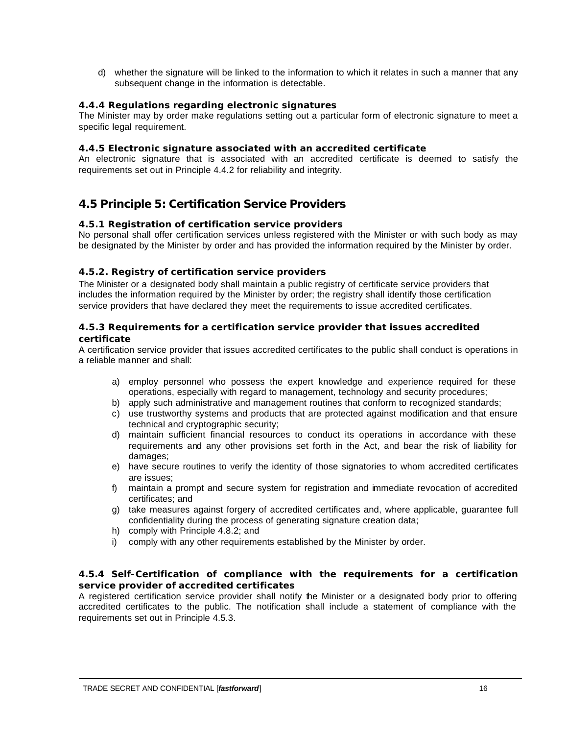d) whether the signature will be linked to the information to which it relates in such a manner that any subsequent change in the information is detectable.

### 4.4.4 Regulations regarding electronic signatures

The Minister may by order make regulations setting out a particular form of electronic signature to meet a specific legal requirement.

### 4.4.5 Electronic signature associated with an accredited certificate

An electronic signature that is associated with an accredited certificate is deemed to satisfy the requirements set out in Principle 4.4.2 for reliability and integrity.

## 4.5 Principle 5: Certification Service Providers

### 4.5.1 Registration of certification service providers

No personal shall offer certification services unless registered with the Minister or with such body as may be designated by the Minister by order and has provided the information required by the Minister by order.

### 4.5.2. Registry of certification service providers

The Minister or a designated body shall maintain a public registry of certificate service providers that includes the information required by the Minister by order; the registry shall identify those certification service providers that have declared they meet the requirements to issue accredited certificates.

### 4.5.3 Requirements for a certification service provider that issues accredited certificate

A certification service provider that issues accredited certificates to the public shall conduct is operations in a reliable manner and shall:

a) employ personnel who possess the expert knowledge and experience required for these operations, especially with regard to management, technology and security procedures;
b) apply such administrative and management routines that conform to recognized standards;
c) use trustworthy systems and products that are protected against modification and that ensure technical and cryptographic security;
d) maintain sufficient financial resources to conduct its operations in accordance with these requirements and any other provisions set forth in the Act, and bear the risk of liability for damages;
e) have secure routines to verify the identity of those signatories to whom accredited certificates are issues;
f) maintain a prompt and secure system for registration and immediate revocation of accredited certificates; and
g) take measures against forgery of accredited certificates and, where applicable, guarantee full confidentiality during the process of generating signature creation data;
h) comply with Principle 4.8.2; and
i) comply with any other requirements established by the Minister by order.

### 4.5.4 Self-Certification of compliance with the requirements for a certification service provider of accredited certificates

A registered certification service provider shall notify the Minister or a designated body prior to offering accredited certificates to the public. The notification shall include a statement of compliance with the requirements set out in Principle 4.5.3.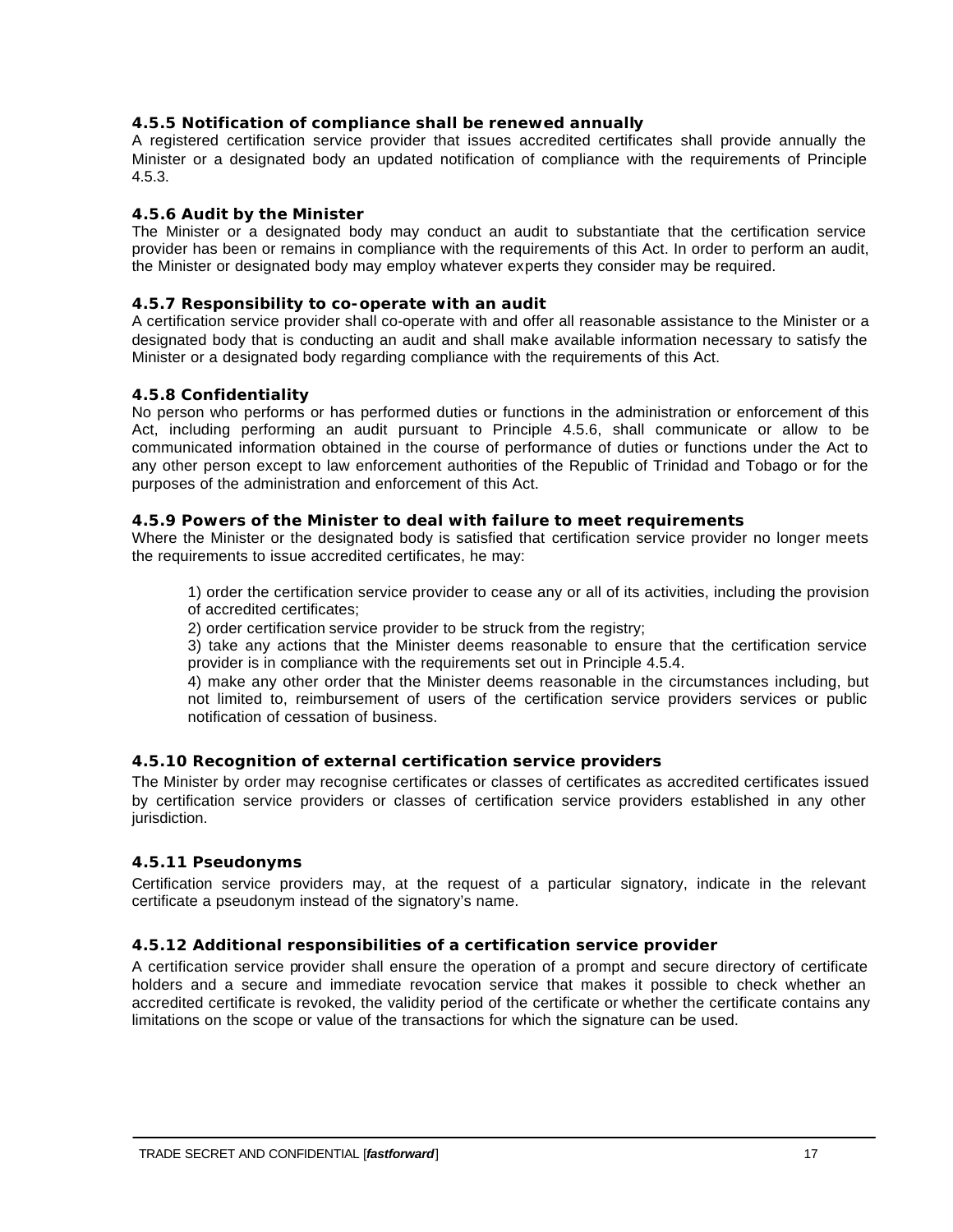### 4.5.5 Notification of compliance shall be renewed annually

A registered certification service provider that issues accredited certificates shall provide annually the Minister or a designated body an updated notification of compliance with the requirements of Principle 4.5.3.

### 4.5.6 Audit by the Minister

The Minister or a designated body may conduct an audit to substantiate that the certification service provider has been or remains in compliance with the requirements of this Act. In order to perform an audit, the Minister or designated body may employ whatever experts they consider may be required.

### 4.5.7 Responsibility to co-operate with an audit

A certification service provider shall co-operate with and offer all reasonable assistance to the Minister or a designated body that is conducting an audit and shall make available information necessary to satisfy the Minister or a designated body regarding compliance with the requirements of this Act.

### 4.5.8 Confidentiality

No person who performs or has performed duties or functions in the administration or enforcement of this Act, including performing an audit pursuant to Principle 4.5.6, shall communicate or allow to be communicated information obtained in the course of performance of duties or functions under the Act to any other person except to law enforcement authorities of the Republic of Trinidad and Tobago or for the purposes of the administration and enforcement of this Act.

### 4.5.9 Powers of the Minister to deal with failure to meet requirements

Where the Minister or the designated body is satisfied that certification service provider no longer meets the requirements to issue accredited certificates, he may:

1) order the certification service provider to cease any or all of its activities, including the provision of accredited certificates;
2) order certification service provider to be struck from the registry;
3) take any actions that the Minister deems reasonable to ensure that the certification service provider is in compliance with the requirements set out in Principle 4.5.4.
4) make any other order that the Minister deems reasonable in the circumstances including, but not limited to, reimbursement of users of the certification service providers services or public notification of cessation of business.

### 4.5.10 Recognition of external certification service providers

The Minister by order may recognise certificates or classes of certificates as accredited certificates issued by certification service providers or classes of certification service providers established in any other jurisdiction.

### 4.5.11 Pseudonyms

Certification service providers may, at the request of a particular signatory, indicate in the relevant certificate a pseudonym instead of the signatory's name.

### 4.5.12 Additional responsibilities of a certification service provider

A certification service provider shall ensure the operation of a prompt and secure directory of certificate holders and a secure and immediate revocation service that makes it possible to check whether an accredited certificate is revoked, the validity period of the certificate or whether the certificate contains any limitations on the scope or value of the transactions for which the signature can be used.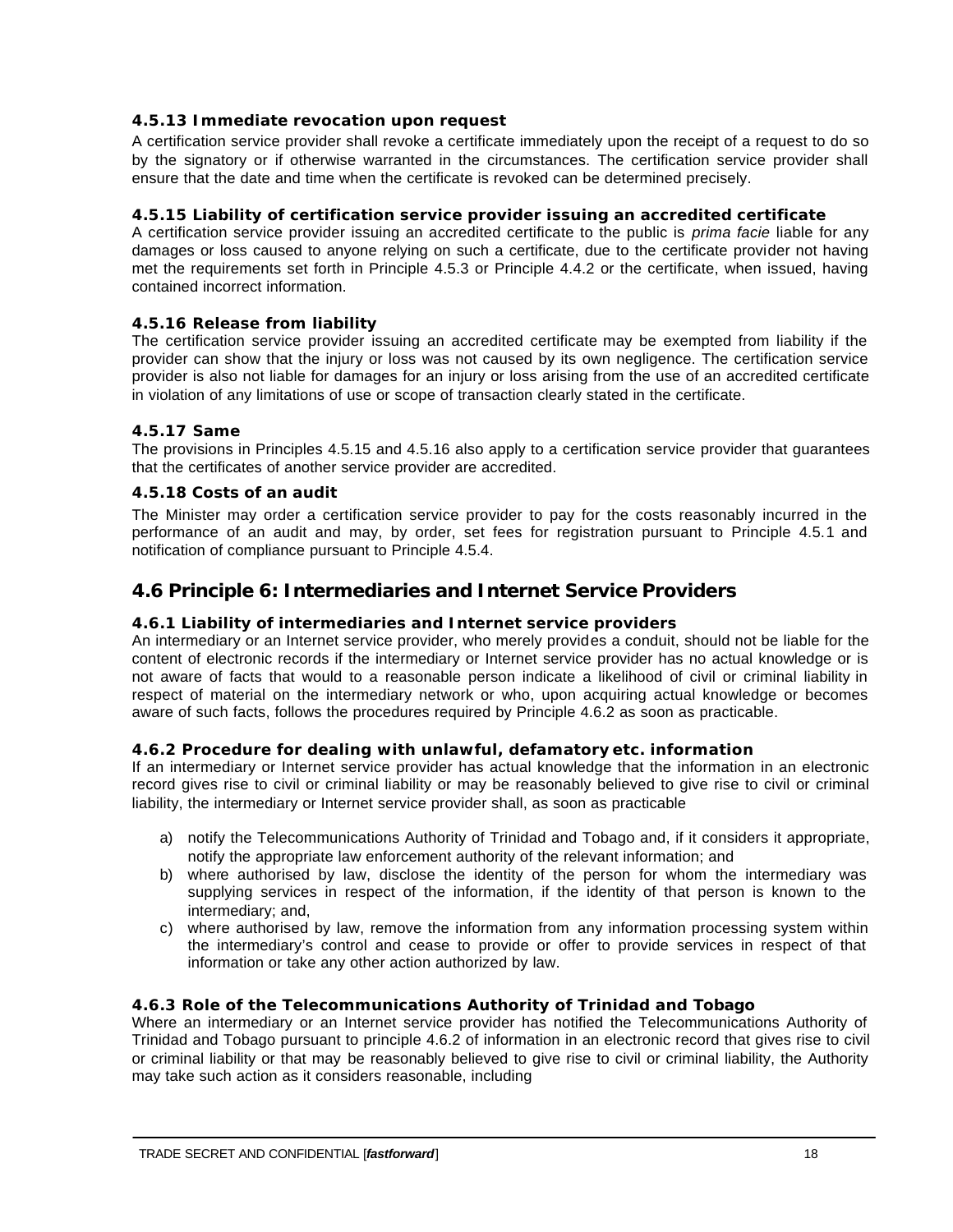#### 4.5.13 Immediate revocation upon request

A certification service provider shall revoke a certificate immediately upon the receipt of a request to do so by the signatory or if otherwise warranted in the circumstances. The certification service provider shall ensure that the date and time when the certificate is revoked can be determined precisely.

#### 4.5.15 Liability of certification service provider issuing an accredited certificate

A certification service provider issuing an accredited certificate to the public is *prima facie* liable for any damages or loss caused to anyone relying on such a certificate, due to the certificate provider not having met the requirements set forth in Principle 4.5.3 or Principle 4.4.2 or the certificate, when issued, having contained incorrect information.

#### 4.5.16 Release from liability

The certification service provider issuing an accredited certificate may be exempted from liability if the provider can show that the injury or loss was not caused by its own negligence. The certification service provider is also not liable for damages for an injury or loss arising from the use of an accredited certificate in violation of any limitations of use or scope of transaction clearly stated in the certificate.

#### 4.5.17 Same

The provisions in Principles 4.5.15 and 4.5.16 also apply to a certification service provider that guarantees that the certificates of another service provider are accredited.

#### 4.5.18 Costs of an audit

The Minister may order a certification service provider to pay for the costs reasonably incurred in the performance of an audit and may, by order, set fees for registration pursuant to Principle 4.5.1 and notification of compliance pursuant to Principle 4.5.4.

### 4.6 Principle 6: Intermediaries and Internet Service Providers

#### 4.6.1 Liability of intermediaries and Internet service providers

An intermediary or an Internet service provider, who merely provides a conduit, should not be liable for the content of electronic records if the intermediary or Internet service provider has no actual knowledge or is not aware of facts that would to a reasonable person indicate a likelihood of civil or criminal liability in respect of material on the intermediary network or who, upon acquiring actual knowledge or becomes aware of such facts, follows the procedures required by Principle 4.6.2 as soon as practicable.

#### 4.6.2 Procedure for dealing with unlawful, defamatory etc. information

If an intermediary or Internet service provider has actual knowledge that the information in an electronic record gives rise to civil or criminal liability or may be reasonably believed to give rise to civil or criminal liability, the intermediary or Internet service provider shall, as soon as practicable

a) notify the Telecommunications Authority of Trinidad and Tobago and, if it considers it appropriate, notify the appropriate law enforcement authority of the relevant information; and
b) where authorised by law, disclose the identity of the person for whom the intermediary was supplying services in respect of the information, if the identity of that person is known to the intermediary; and,
c) where authorised by law, remove the information from any information processing system within the intermediary's control and cease to provide or offer to provide services in respect of that information or take any other action authorized by law.

#### 4.6.3 Role of the Telecommunications Authority of Trinidad and Tobago

Where an intermediary or an Internet service provider has notified the Telecommunications Authority of Trinidad and Tobago pursuant to principle 4.6.2 of information in an electronic record that gives rise to civil or criminal liability or that may be reasonably believed to give rise to civil or criminal liability, the Authority may take such action as it considers reasonable, including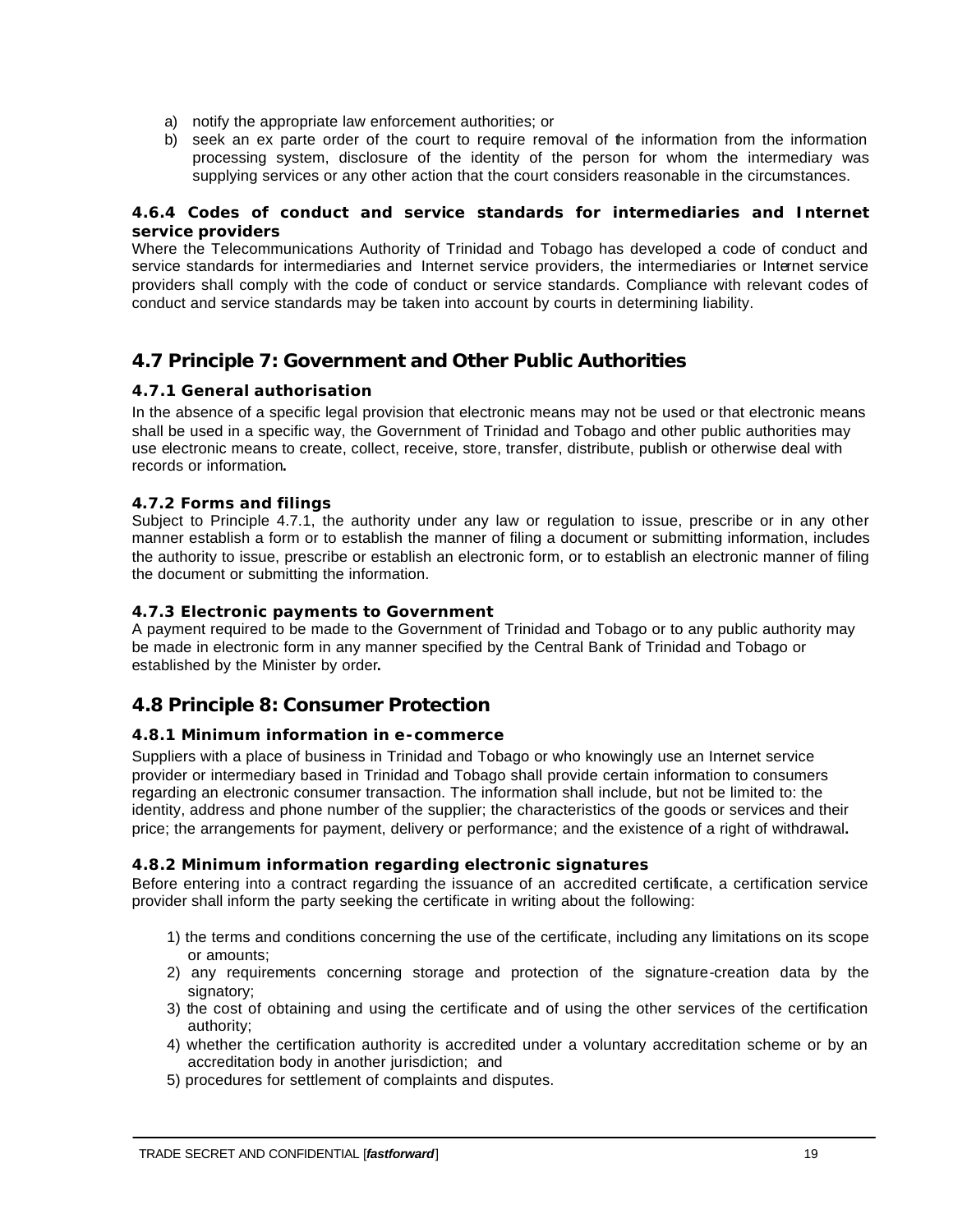a) notify the appropriate law enforcement authorities; or
b) seek an ex parte order of the court to require removal of the information from the information processing system, disclosure of the identity of the person for whom the intermediary was supplying services or any other action that the court considers reasonable in the circumstances.

#### 4.6.4 Codes of conduct and service standards for intermediaries and Internet service providers

Where the Telecommunications Authority of Trinidad and Tobago has developed a code of conduct and service standards for intermediaries and Internet service providers, the intermediaries or Internet service providers shall comply with the code of conduct or service standards. Compliance with relevant codes of conduct and service standards may be taken into account by courts in determining liability.

## 4.7 Principle 7: Government and Other Public Authorities

#### 4.7.1 General authorisation

In the absence of a specific legal provision that electronic means may not be used or that electronic means shall be used in a specific way, the Government of Trinidad and Tobago and other public authorities may use electronic means to create, collect, receive, store, transfer, distribute, publish or otherwise deal with records or information**.**

#### 4.7.2 Forms and filings

Subject to Principle 4.7.1, the authority under any law or regulation to issue, prescribe or in any other manner establish a form or to establish the manner of filing a document or submitting information, includes the authority to issue, prescribe or establish an electronic form, or to establish an electronic manner of filing the document or submitting the information.

#### 4.7.3 Electronic payments to Government

A payment required to be made to the Government of Trinidad and Tobago or to any public authority may be made in electronic form in any manner specified by the Central Bank of Trinidad and Tobago or established by the Minister by order**.**

## 4.8 Principle 8: Consumer Protection

#### 4.8.1 Minimum information in e-commerce

Suppliers with a place of business in Trinidad and Tobago or who knowingly use an Internet service provider or intermediary based in Trinidad and Tobago shall provide certain information to consumers regarding an electronic consumer transaction. The information shall include, but not be limited to: the identity, address and phone number of the supplier; the characteristics of the goods or services and their price; the arrangements for payment, delivery or performance; and the existence of a right of withdrawal**.**

#### 4.8.2 Minimum information regarding electronic signatures

Before entering into a contract regarding the issuance of an accredited certificate, a certification service provider shall inform the party seeking the certificate in writing about the following:

1) the terms and conditions concerning the use of the certificate, including any limitations on its scope or amounts;
2) any requirements concerning storage and protection of the signature-creation data by the signatory;
3) the cost of obtaining and using the certificate and of using the other services of the certification authority;
4) whether the certification authority is accredited under a voluntary accreditation scheme or by an accreditation body in another jurisdiction; and
5) procedures for settlement of complaints and disputes.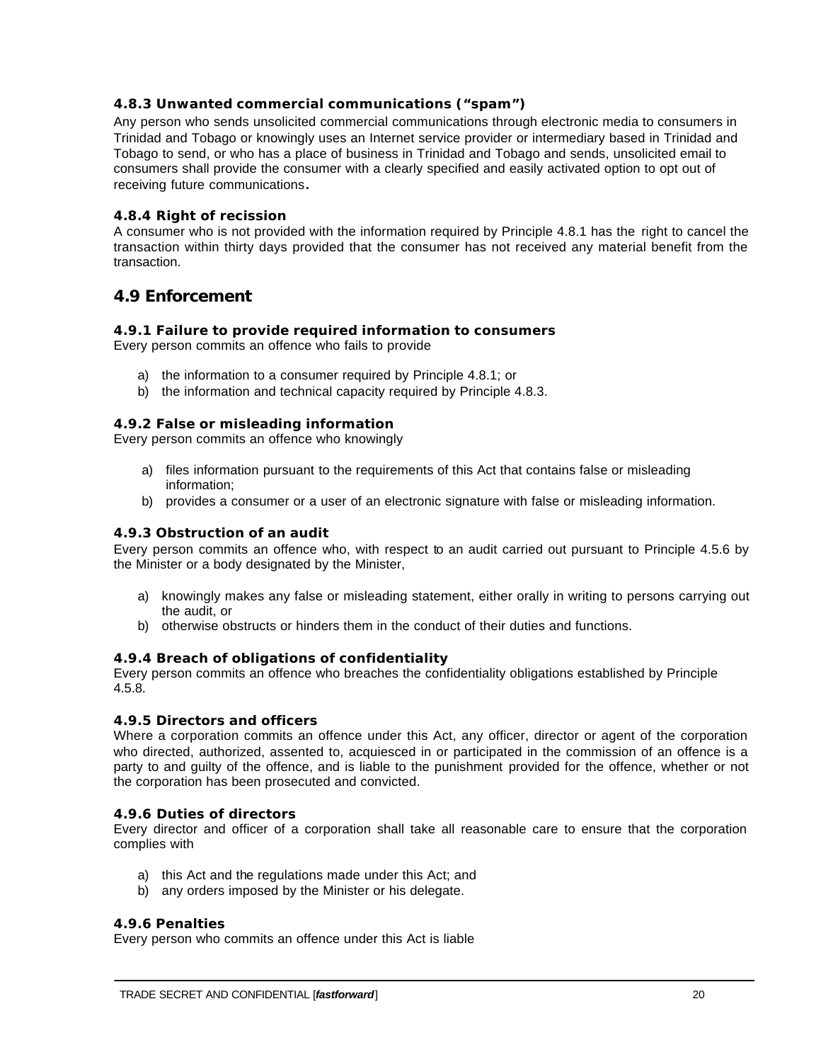#### 4.8.3 Unwanted commercial communications ("spam")

Any person who sends unsolicited commercial communications through electronic media to consumers in Trinidad and Tobago or knowingly uses an Internet service provider or intermediary based in Trinidad and Tobago to send, or who has a place of business in Trinidad and Tobago and sends, unsolicited email to consumers shall provide the consumer with a clearly specified and easily activated option to opt out of receiving future communications.

#### 4.8.4 Right of recission

A consumer who is not provided with the information required by Principle 4.8.1 has the right to cancel the transaction within thirty days provided that the consumer has not received any material benefit from the transaction.

### 4.9 Enforcement

#### 4.9.1 Failure to provide required information to consumers

Every person commits an offence who fails to provide

a) the information to a consumer required by Principle 4.8.1; or
b) the information and technical capacity required by Principle 4.8.3.

#### 4.9.2 False or misleading information

Every person commits an offence who knowingly

a) files information pursuant to the requirements of this Act that contains false or misleading information;
b) provides a consumer or a user of an electronic signature with false or misleading information.

#### 4.9.3 Obstruction of an audit

Every person commits an offence who, with respect to an audit carried out pursuant to Principle 4.5.6 by the Minister or a body designated by the Minister,

a) knowingly makes any false or misleading statement, either orally in writing to persons carrying out the audit, or
b) otherwise obstructs or hinders them in the conduct of their duties and functions.

#### 4.9.4 Breach of obligations of confidentiality

Every person commits an offence who breaches the confidentiality obligations established by Principle 4.5.8.

#### 4.9.5 Directors and officers

Where a corporation commits an offence under this Act, any officer, director or agent of the corporation who directed, authorized, assented to, acquiesced in or participated in the commission of an offence is a party to and guilty of the offence, and is liable to the punishment provided for the offence, whether or not the corporation has been prosecuted and convicted.

#### 4.9.6 Duties of directors

Every director and officer of a corporation shall take all reasonable care to ensure that the corporation complies with

a) this Act and the regulations made under this Act; and
b) any orders imposed by the Minister or his delegate.

#### 4.9.6 Penalties

Every person who commits an offence under this Act is liable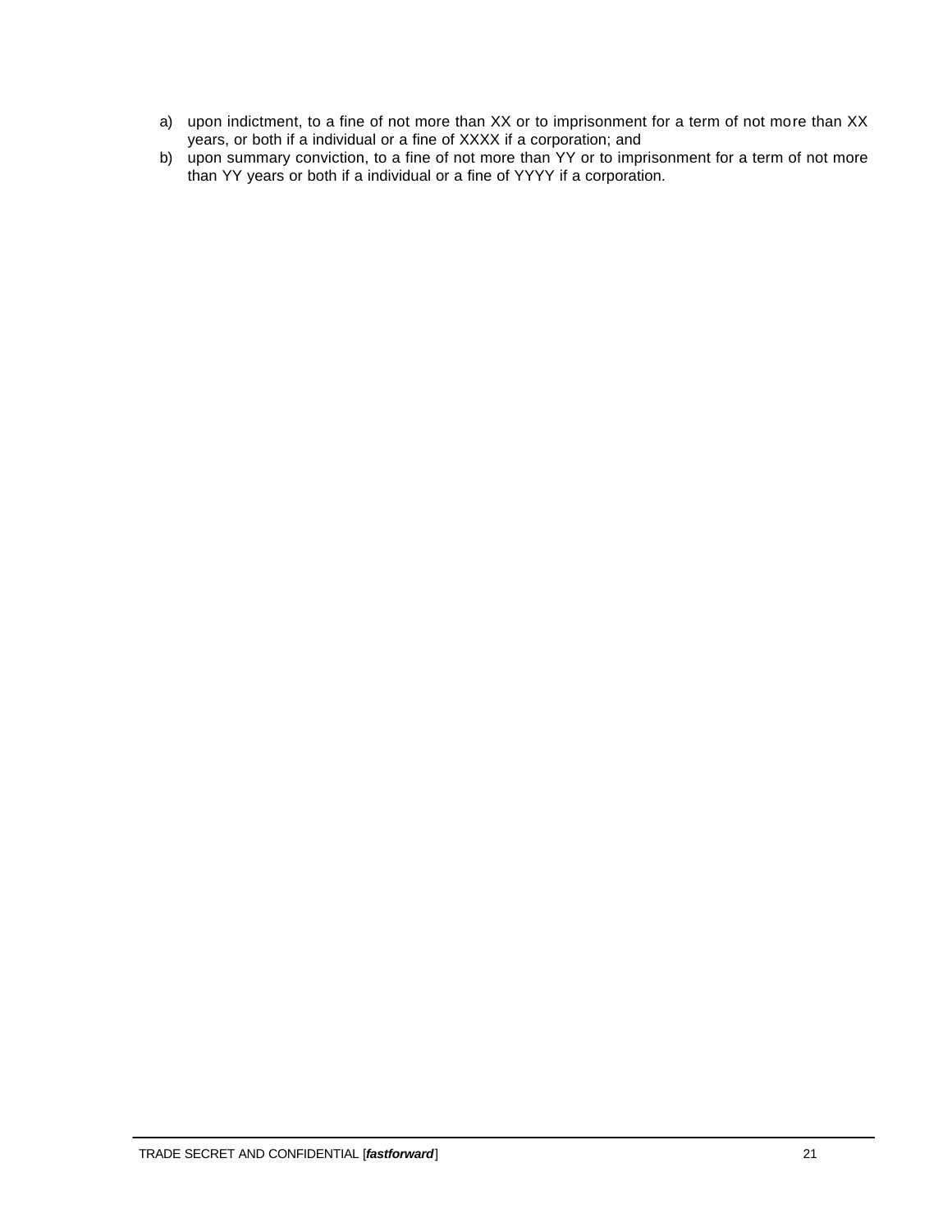a) upon indictment, to a fine of not more than XX or to imprisonment for a term of not more than XX years, or both if a individual or a fine of XXXX if a corporation; and
b) upon summary conviction, to a fine of not more than YY or to imprisonment for a term of not more than YY years or both if a individual or a fine of YYYY if a corporation.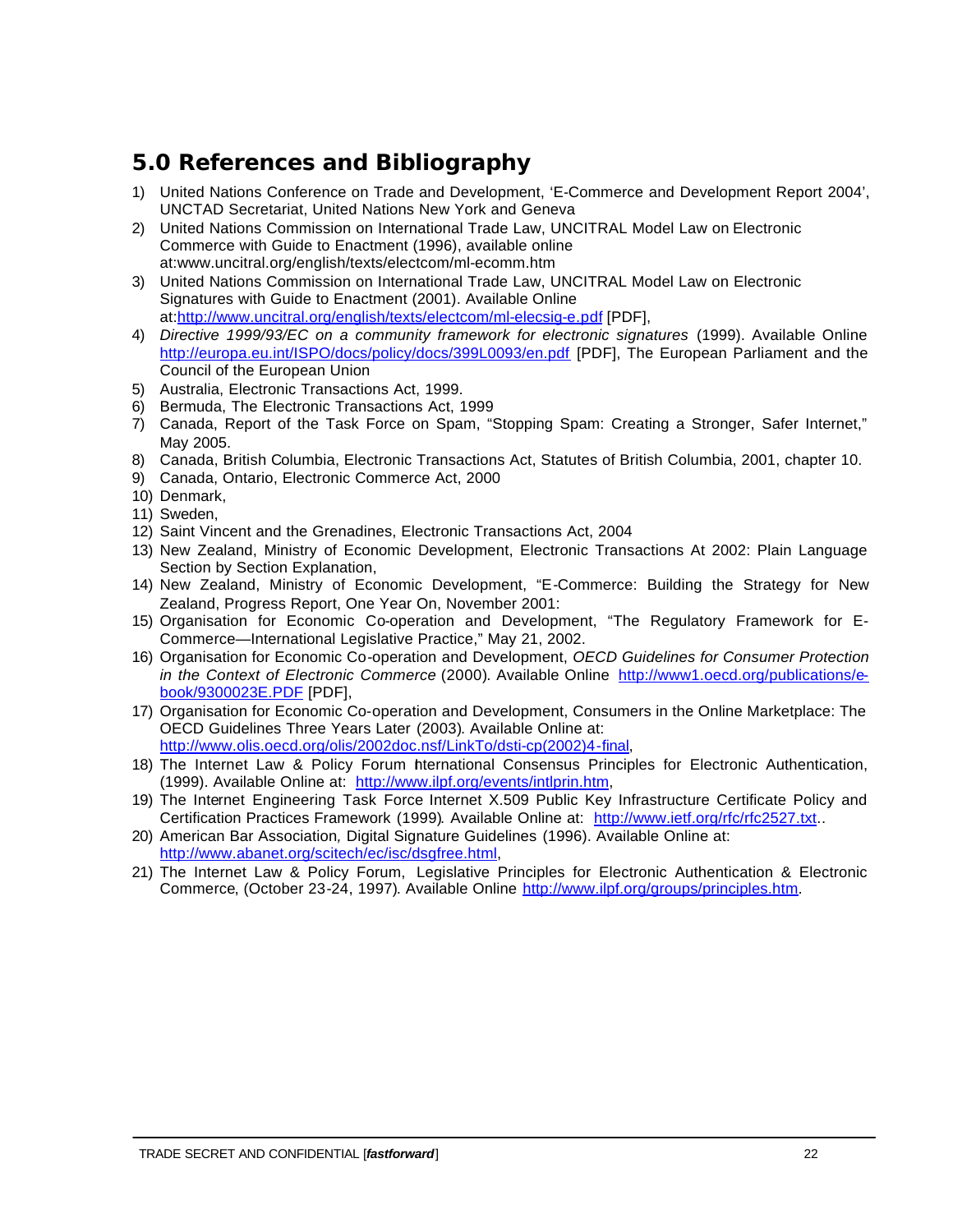## 5.0 References and Bibliography

1) United Nations Conference on Trade and Development, 'E-Commerce and Development Report 2004', UNCTAD Secretariat, United Nations New York and Geneva
2) United Nations Commission on International Trade Law, UNCITRAL Model Law on Electronic Commerce with Guide to Enactment (1996), available online at:www.uncitral.org/english/texts/electcom/ml-ecomm.htm
3) United Nations Commission on International Trade Law, UNCITRAL Model Law on Electronic Signatures with Guide to Enactment (2001). Available Online at:http://www.uncitral.org/english/texts/electcom/ml-elecsig-e.pdf [PDF],
4) *Directive 1999/93/EC on a community framework for electronic signatures* (1999). Available Online http://europa.eu.int/ISPO/docs/policy/docs/399L0093/en.pdf [PDF], The European Parliament and the Council of the European Union
5) Australia, Electronic Transactions Act, 1999.
6) Bermuda, The Electronic Transactions Act, 1999
7) Canada, Report of the Task Force on Spam, "Stopping Spam: Creating a Stronger, Safer Internet," May 2005.
8) Canada, British Columbia, Electronic Transactions Act, Statutes of British Columbia, 2001, chapter 10.
9) Canada, Ontario, Electronic Commerce Act, 2000
10) Denmark,
11) Sweden,
12) Saint Vincent and the Grenadines, Electronic Transactions Act, 2004
13) New Zealand, Ministry of Economic Development, Electronic Transactions At 2002: Plain Language Section by Section Explanation,
14) New Zealand, Ministry of Economic Development, "E-Commerce: Building the Strategy for New Zealand, Progress Report, One Year On, November 2001:
15) Organisation for Economic Co-operation and Development, "The Regulatory Framework for E-Commerce—International Legislative Practice," May 21, 2002.
16) Organisation for Economic Co-operation and Development, *OECD Guidelines for Consumer Protection in the Context of Electronic Commerce* (2000). Available Online http://www1.oecd.org/publications/e-book/9300023E.PDF [PDF],
17) Organisation for Economic Co-operation and Development, Consumers in the Online Marketplace: The OECD Guidelines Three Years Later (2003). Available Online at: http://www.olis.oecd.org/olis/2002doc.nsf/LinkTo/dsti-cp(2002)4-final,
18) The Internet Law & Policy Forum International Consensus Principles for Electronic Authentication, (1999). Available Online at: http://www.ilpf.org/events/intlprin.htm,
19) The Internet Engineering Task Force Internet X.509 Public Key Infrastructure Certificate Policy and Certification Practices Framework (1999). Available Online at: http://www.ietf.org/rfc/rfc2527.txt..
20) American Bar Association, Digital Signature Guidelines (1996). Available Online at: http://www.abanet.org/scitech/ec/isc/dsgfree.html,
21) The Internet Law & Policy Forum, Legislative Principles for Electronic Authentication & Electronic Commerce, (October 23-24, 1997). Available Online http://www.ilpf.org/groups/principles.htm.

TRADE SECRET AND CONFIDENTIAL [***fastforward***]